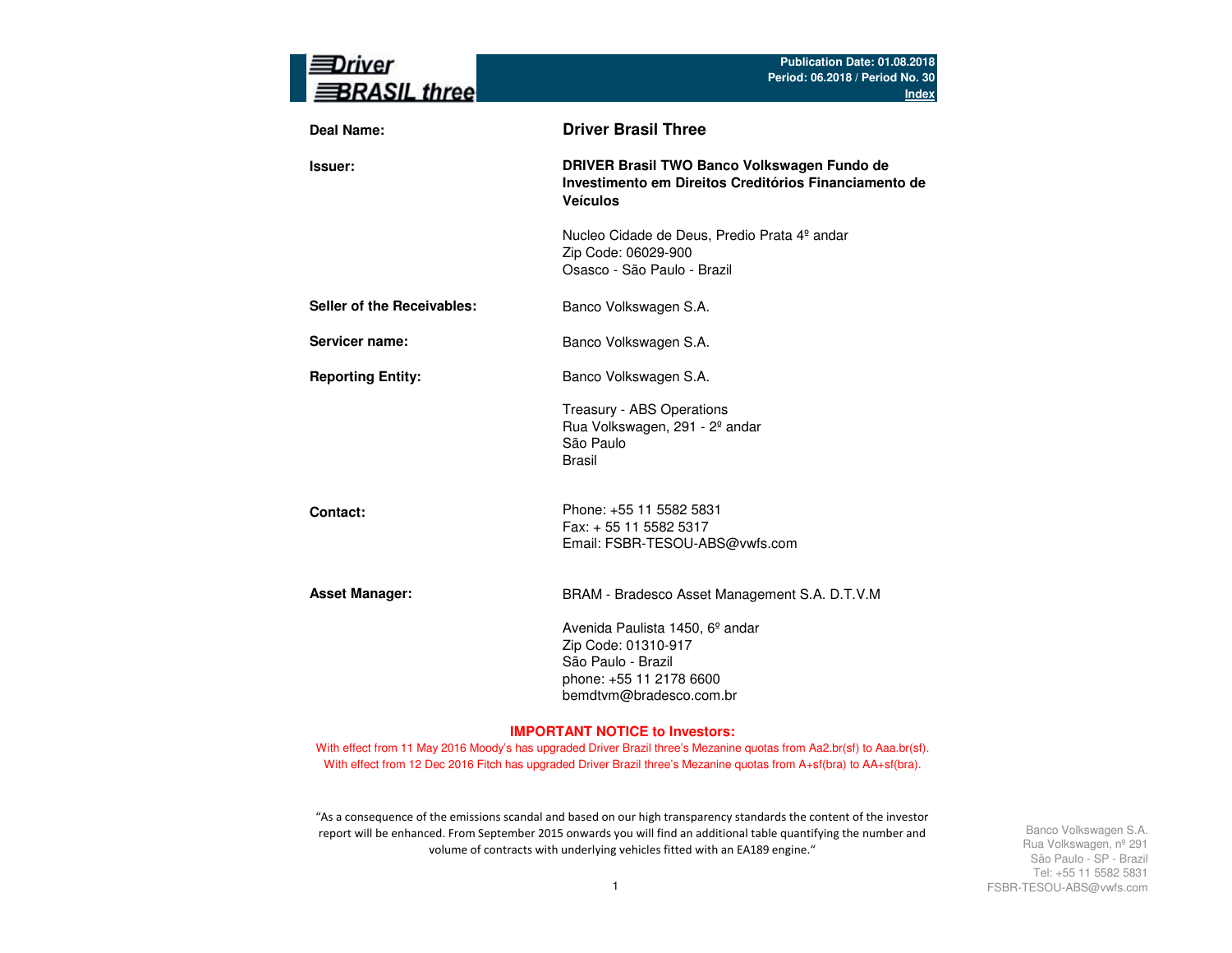**Driver BRASIL three**

Publication Date: 01.08.2018
Period: 06.2018 / Period No. 30
Index

| | |
|---|---|
| **Deal Name:** | **Driver Brasil Three** |
| **Issuer:** | **DRIVER Brasil TWO Banco Volkswagen Fundo de Investimento em Direitos Creditórios Financiamento de Veículos**<br><br>Nucleo Cidade de Deus, Predio Prata 4º andar<br>Zip Code: 06029-900<br>Osasco - São Paulo - Brazil |
| **Seller of the Receivables:** | Banco Volkswagen S.A. |
| **Servicer name:** | Banco Volkswagen S.A. |
| **Reporting Entity:** | Banco Volkswagen S.A.<br><br>Treasury - ABS Operations<br>Rua Volkswagen, 291 - 2º andar<br>São Paulo<br>Brasil |
| **Contact:** | Phone: +55 11 5582 5831<br>Fax: + 55 11 5582 5317<br>Email: FSBR-TESOU-ABS@vwfs.com |
| **Asset Manager:** | BRAM - Bradesco Asset Management S.A. D.T.V.M<br><br>Avenida Paulista 1450, 6º andar<br>Zip Code: 01310-917<br>São Paulo - Brazil<br>phone: +55 11 2178 6600<br>bemdtvm@bradesco.com.br |

**IMPORTANT NOTICE to Investors:**

With effect from 11 May 2016 Moody's has upgraded Driver Brazil three's Mezanine quotas from Aa2.br(sf) to Aaa.br(sf).
With effect from 12 Dec 2016 Fitch has upgraded Driver Brazil three's Mezanine quotas from A+sf(bra) to AA+sf(bra).

"As a consequence of the emissions scandal and based on our high transparency standards the content of the investor report will be enhanced. From September 2015 onwards you will find an additional table quantifying the number and volume of contracts with underlying vehicles fitted with an EA189 engine."

Banco Volkswagen S.A.
Rua Volkswagen, nº 291
São Paulo - SP - Brazil
Tel: +55 11 5582 5831
FSBR-TESOU-ABS@vwfs.com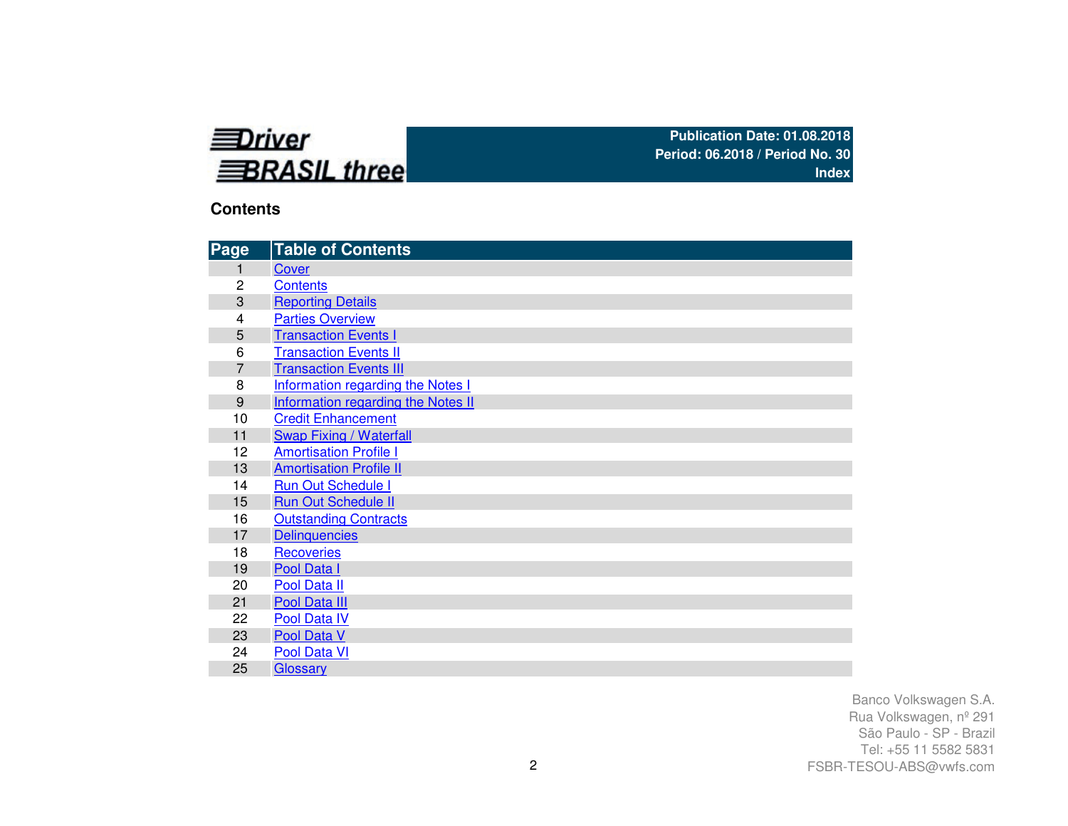**Driver BRASIL three**

**Publication Date: 01.08.2018**
**Period: 06.2018 / Period No. 30**
**Index**

## Contents

| Page | Table of Contents |
|---|---|
| 1 | Cover |
| 2 | Contents |
| 3 | Reporting Details |
| 4 | Parties Overview |
| 5 | Transaction Events I |
| 6 | Transaction Events II |
| 7 | Transaction Events III |
| 8 | Information regarding the Notes I |
| 9 | Information regarding the Notes II |
| 10 | Credit Enhancement |
| 11 | Swap Fixing / Waterfall |
| 12 | Amortisation Profile I |
| 13 | Amortisation Profile II |
| 14 | Run Out Schedule I |
| 15 | Run Out Schedule II |
| 16 | Outstanding Contracts |
| 17 | Delinquencies |
| 18 | Recoveries |
| 19 | Pool Data I |
| 20 | Pool Data II |
| 21 | Pool Data III |
| 22 | Pool Data IV |
| 23 | Pool Data V |
| 24 | Pool Data VI |
| 25 | Glossary |

Banco Volkswagen S.A.
Rua Volkswagen, nº 291
São Paulo - SP - Brazil
Tel: +55 11 5582 5831
FSBR-TESOU-ABS@vwfs.com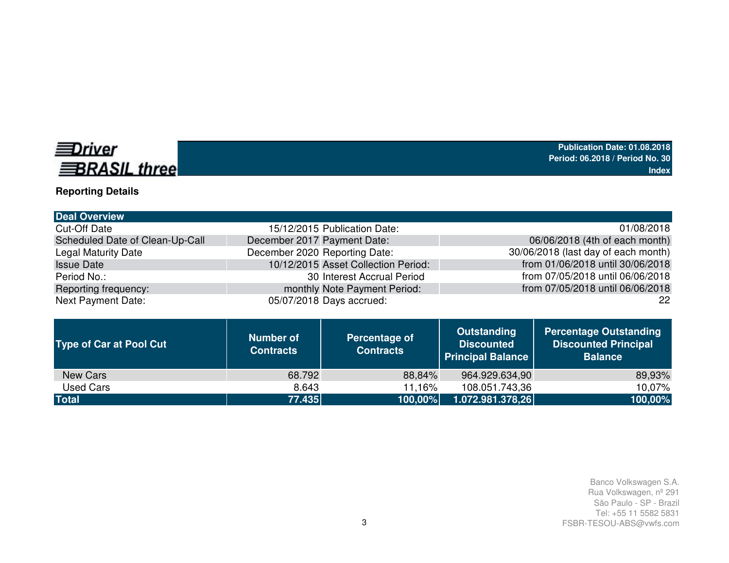**Driver BRASIL three**

**Publication Date: 01.08.2018**
**Period: 06.2018 / Period No. 30**
**Index**

## Reporting Details

| Deal Overview | | | |
|---|---|---|---|
| Cut-Off Date | 15/12/2015 | Publication Date: | 01/08/2018 |
| Scheduled Date of Clean-Up-Call | December 2017 | Payment Date: | 06/06/2018 (4th of each month) |
| Legal Maturity Date | December 2020 | Reporting Date: | 30/06/2018 (last day of each month) |
| Issue Date | 10/12/2015 | Asset Collection Period: | from 01/06/2018 until 30/06/2018 |
| Period No.: | 30 | Interest Accrual Period | from 07/05/2018 until 06/06/2018 |
| Reporting frequency: | monthly | Note Payment Period: | from 07/05/2018 until 06/06/2018 |
| Next Payment Date: | 05/07/2018 | Days accrued: | 22 |

| Type of Car at Pool Cut | Number of Contracts | Percentage of Contracts | Outstanding Discounted Principal Balance | Percentage Outstanding Discounted Principal Balance |
|---|---|---|---|---|
| New Cars | 68.792 | 88,84% | 964.929.634,90 | 89,93% |
| Used Cars | 8.643 | 11,16% | 108.051.743,36 | 10,07% |
| **Total** | **77.435** | **100,00%** | **1.072.981.378,26** | **100,00%** |

Banco Volkswagen S.A.
Rua Volkswagen, nº 291
São Paulo - SP - Brazil
Tel: +55 11 5582 5831
FSBR-TESOU-ABS@vwfs.com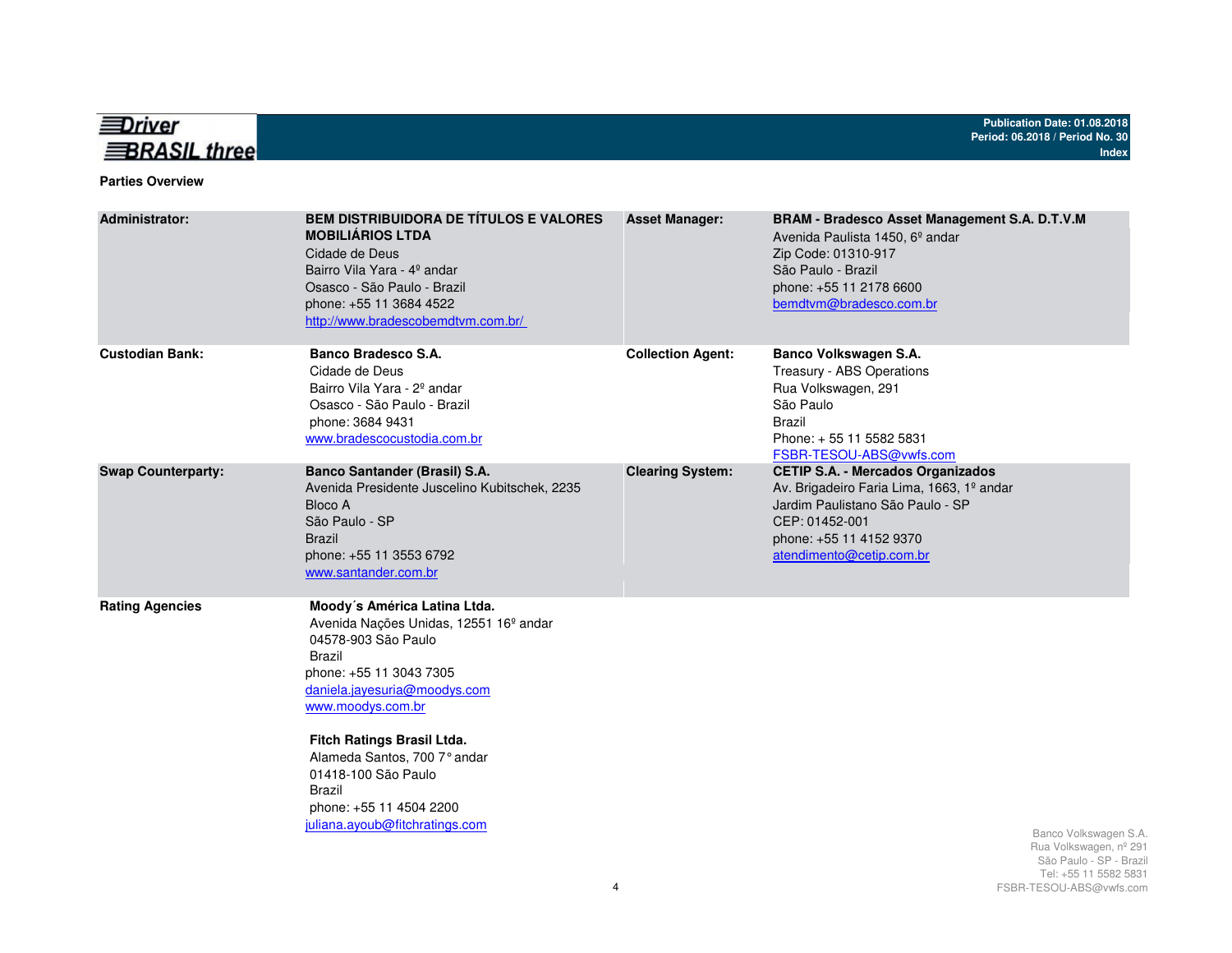## Parties Overview

| | | | |
|---|---|---|---|
| **Administrator:** | **BEM DISTRIBUIDORA DE TÍTULOS E VALORES MOBILIÁRIOS LTDA**<br>Cidade de Deus<br>Bairro Vila Yara - 4º andar<br>Osasco - São Paulo - Brazil<br>phone: +55 11 3684 4522<br>http://www.bradescobemdtvm.com.br/ | **Asset Manager:** | **BRAM - Bradesco Asset Management S.A. D.T.V.M**<br>Avenida Paulista 1450, 6º andar<br>Zip Code: 01310-917<br>São Paulo - Brazil<br>phone: +55 11 2178 6600<br>bemdtvm@bradesco.com.br |
| **Custodian Bank:** | **Banco Bradesco S.A.**<br>Cidade de Deus<br>Bairro Vila Yara - 2º andar<br>Osasco - São Paulo - Brazil<br>phone: 3684 9431<br>www.bradescocustodia.com.br | **Collection Agent:** | **Banco Volkswagen S.A.**<br>Treasury - ABS Operations<br>Rua Volkswagen, 291<br>São Paulo<br>Brazil<br>Phone: + 55 11 5582 5831<br>FSBR-TESOU-ABS@vwfs.com |
| **Swap Counterparty:** | **Banco Santander (Brasil) S.A.**<br>Avenida Presidente Juscelino Kubitschek, 2235<br>Bloco A<br>São Paulo - SP<br>Brazil<br>phone: +55 11 3553 6792<br>www.santander.com.br | **Clearing System:** | **CETIP S.A. - Mercados Organizados**<br>Av. Brigadeiro Faria Lima, 1663, 1º andar<br>Jardim Paulistano São Paulo - SP<br>CEP: 01452-001<br>phone: +55 11 4152 9370<br>atendimento@cetip.com.br |
| **Rating Agencies** | **Moody´s América Latina Ltda.**<br>Avenida Nações Unidas, 12551 16º andar<br>04578-903 São Paulo<br>Brazil<br>phone: +55 11 3043 7305<br>daniela.jayesuria@moodys.com<br>www.moodys.com.br<br><br>**Fitch Ratings Brasil Ltda.**<br>Alameda Santos, 700 7° andar<br>01418-100 São Paulo<br>Brazil<br>phone: +55 11 4504 2200<br>juliana.ayoub@fitchratings.com | | |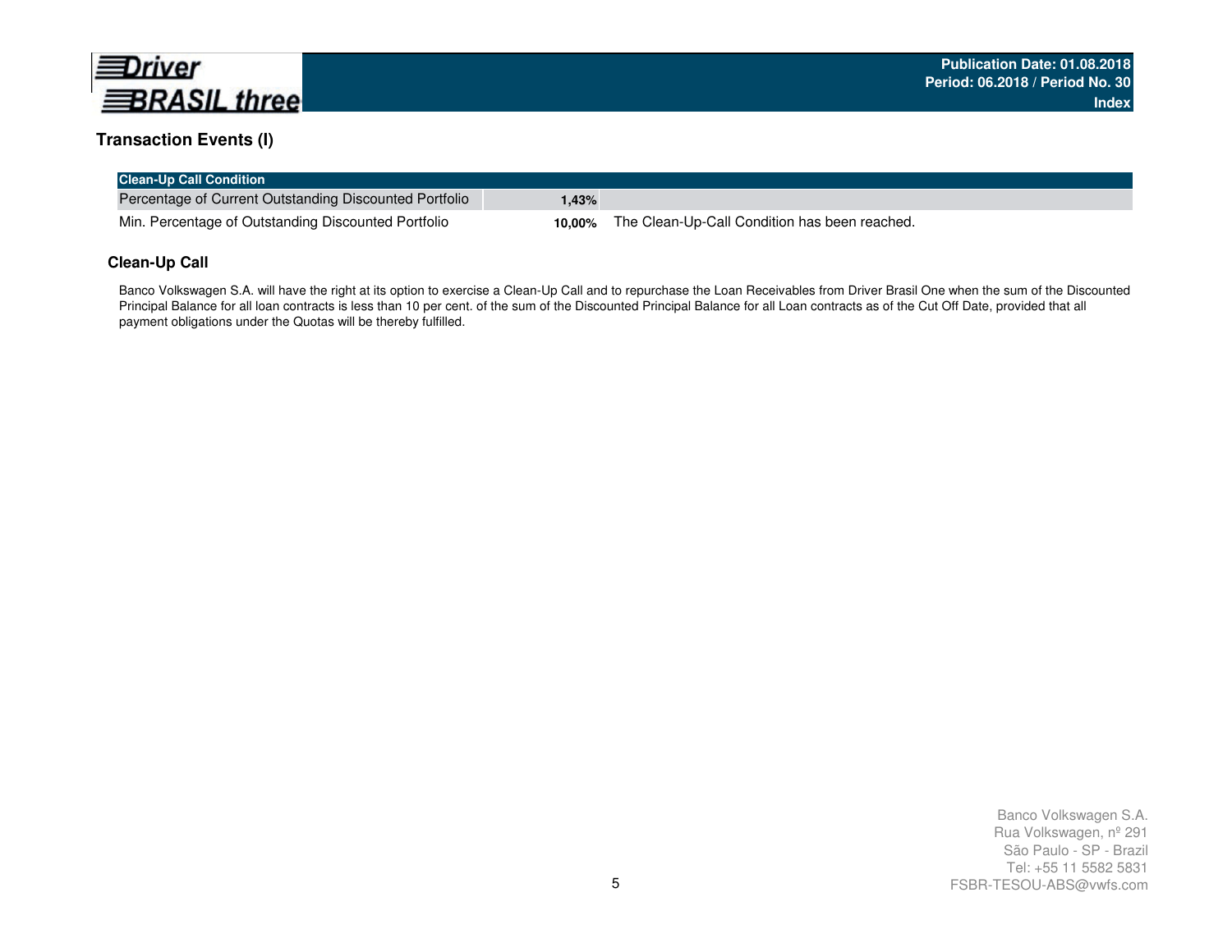## Transaction Events (I)

| Clean-Up Call Condition | | |
|---|---|---|
| Percentage of Current Outstanding Discounted Portfolio | 1,43% | |
| Min. Percentage of Outstanding Discounted Portfolio | 10,00% | The Clean-Up-Call Condition has been reached. |

### Clean-Up Call

Banco Volkswagen S.A. will have the right at its option to exercise a Clean-Up Call and to repurchase the Loan Receivables from Driver Brasil One when the sum of the Discounted Principal Balance for all loan contracts is less than 10 per cent. of the sum of the Discounted Principal Balance for all Loan contracts as of the Cut Off Date, provided that all payment obligations under the Quotas will be thereby fulfilled.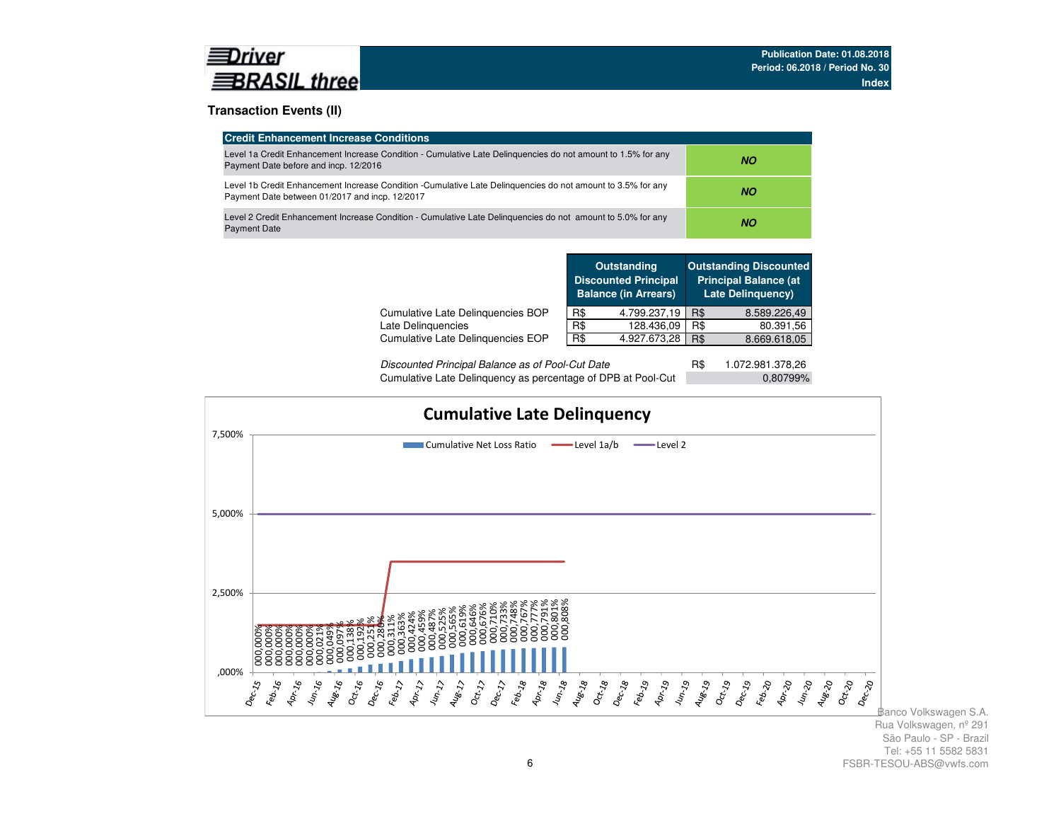Publication Date: 01.08.2018
Period: 06.2018 / Period No. 30
Index

## Transaction Events (II)

| Credit Enhancement Increase Conditions | |
|---|---|
| Level 1a Credit Enhancement Increase Condition - Cumulative Late Delinquencies do not amount to 1.5% for any Payment Date before and incp. 12/2016 | ***NO*** |
| Level 1b Credit Enhancement Increase Condition -Cumulative Late Delinquencies do not amount to 3.5% for any Payment Date between 01/2017 and incp. 12/2017 | ***NO*** |
| Level 2 Credit Enhancement Increase Condition - Cumulative Late Delinquencies do not amount to 5.0% for any Payment Date | ***NO*** |

| | Outstanding Discounted Principal Balance (in Arrears) | Outstanding Discounted Principal Balance (at Late Delinquency) |
|---|---|---|
| Cumulative Late Delinquencies BOP | R$ 4.799.237,19 | R$ 8.589.226,49 |
| Late Delinquencies | R$ 128.436,09 | R$ 80.391,56 |
| Cumulative Late Delinquencies EOP | R$ 4.927.673,28 | R$ 8.669.618,05 |

| | |
|---|---|
| *Discounted Principal Balance as of Pool-Cut Date* | R$ 1.072.981.378,26 |
| Cumulative Late Delinquency as percentage of DPB at Pool-Cut | 0,80799% |

### Cumulative Late Delinquency

Legend: Cumulative Net Loss Ratio; Level 1a/b; Level 2

| Period | Cumulative Net Loss Ratio |
|---|---|
| Dec-15 | 000,000% |
| Jan-16 | 000,000% |
| Feb-16 | 000,000% |
| Mar-16 | 000,000% |
| Apr-16 | 000,000% |
| May-16 | 000,000% |
| Jun-16 | 000,021% |
| Jul-16 | 000,049% |
| Aug-16 | 000,097% |
| Sep-16 | 000,138% |
| Oct-16 | 000,192% |
| Nov-16 | 000,251% |
| Dec-16 | 000,280% |
| Jan-17 | 000,311% |
| Feb-17 | 000,363% |
| Mar-17 | 000,424% |
| Apr-17 | 000,459% |
| May-17 | 000,487% |
| Jun-17 | 000,525% |
| Jul-17 | 000,565% |
| Aug-17 | 000,619% |
| Sep-17 | 000,646% |
| Oct-17 | 000,676% |
| Nov-17 | 000,710% |
| Dec-17 | 000,733% |
| Jan-18 | 000,748% |
| Feb-18 | 000,767% |
| Mar-18 | 000,777% |
| Apr-18 | 000,791% |
| May-18 | 000,801% |
| Jun-18 | 000,808% |

Banco Volkswagen S.A.
Rua Volkswagen, nº 291
São Paulo - SP - Brazil
Tel: +55 11 5582 5831
FSBR-TESOU-ABS@vwfs.com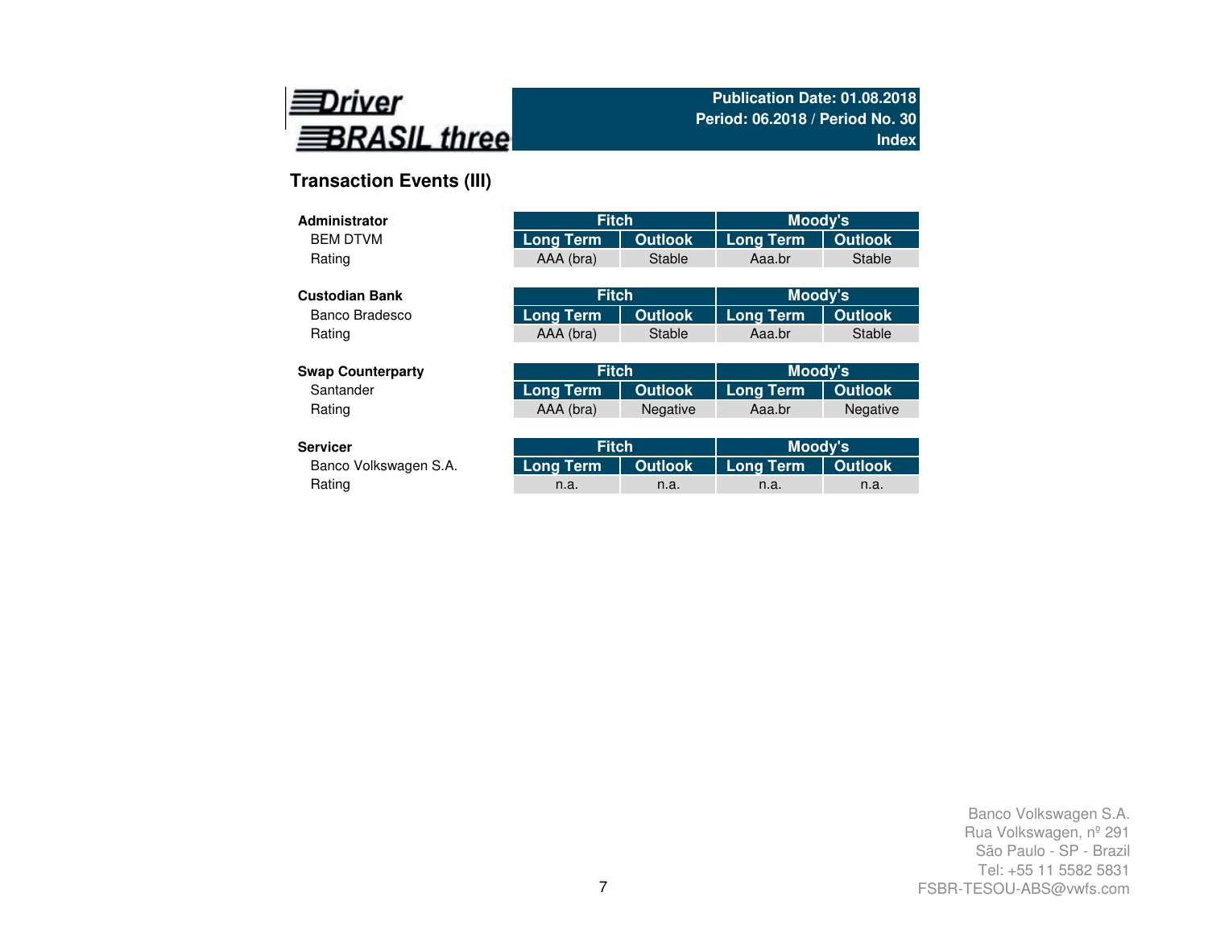**Driver BRASIL three**

**Publication Date: 01.08.2018**
**Period: 06.2018 / Period No. 30**
**Index**

## Transaction Events (III)

| **Administrator** | Fitch | | Moody's | |
|---|---|---|---|---|
| BEM DTVM | Long Term | Outlook | Long Term | Outlook |
| Rating | AAA (bra) | Stable | Aaa.br | Stable |

| **Custodian Bank** | Fitch | | Moody's | |
|---|---|---|---|---|
| Banco Bradesco | Long Term | Outlook | Long Term | Outlook |
| Rating | AAA (bra) | Stable | Aaa.br | Stable |

| **Swap Counterparty** | Fitch | | Moody's | |
|---|---|---|---|---|
| Santander | Long Term | Outlook | Long Term | Outlook |
| Rating | AAA (bra) | Negative | Aaa.br | Negative |

| **Servicer** | Fitch | | Moody's | |
|---|---|---|---|---|
| Banco Volkswagen S.A. | Long Term | Outlook | Long Term | Outlook |
| Rating | n.a. | n.a. | n.a. | n.a. |

Banco Volkswagen S.A.
Rua Volkswagen, nº 291
São Paulo - SP - Brazil
Tel: +55 11 5582 5831
FSBR-TESOU-ABS@vwfs.com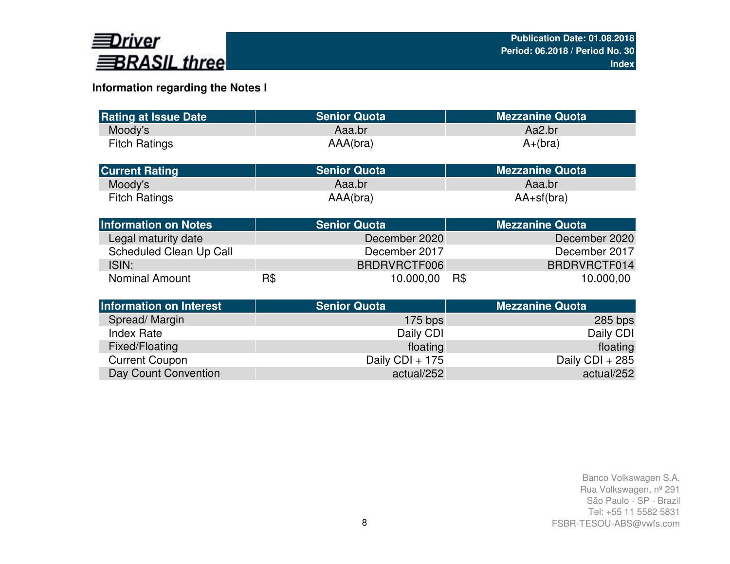## Information regarding the Notes I

| Rating at Issue Date | Senior Quota | Mezzanine Quota |
|---|---|---|
| Moody's | Aaa.br | Aa2.br |
| Fitch Ratings | AAA(bra) | A+(bra) |

| Current Rating | Senior Quota | Mezzanine Quota |
|---|---|---|
| Moody's | Aaa.br | Aaa.br |
| Fitch Ratings | AAA(bra) | AA+sf(bra) |

| Information on Notes | Senior Quota | Mezzanine Quota |
|---|---|---|
| Legal maturity date | December 2020 | December 2020 |
| Scheduled Clean Up Call | December 2017 | December 2017 |
| ISIN: | BRDRVRCTF006 | BRDRVRCTF014 |
| Nominal Amount | R$ 10.000,00 | R$ 10.000,00 |

| Information on Interest | Senior Quota | Mezzanine Quota |
|---|---|---|
| Spread/ Margin | 175 bps | 285 bps |
| Index Rate | Daily CDI | Daily CDI |
| Fixed/Floating | floating | floating |
| Current Coupon | Daily CDI + 175 | Daily CDI + 285 |
| Day Count Convention | actual/252 | actual/252 |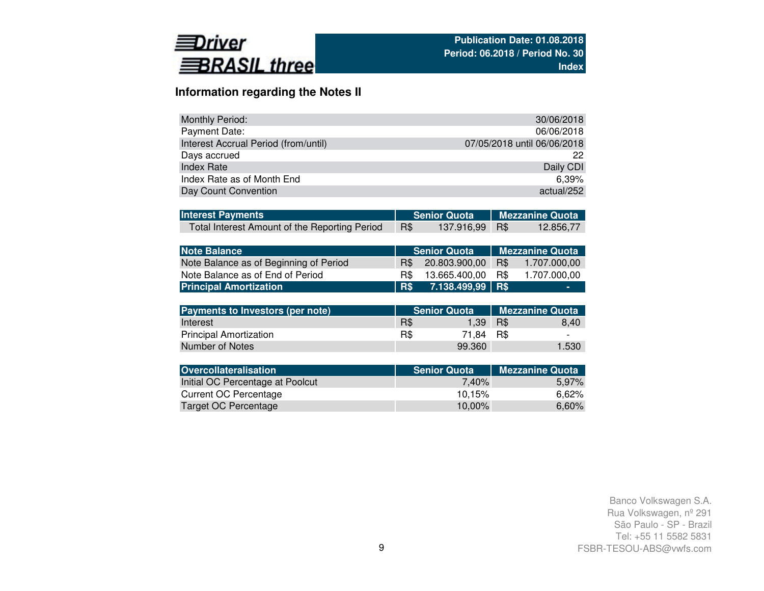## Information regarding the Notes II

| | |
|---|---|
| Monthly Period: | 30/06/2018 |
| Payment Date: | 06/06/2018 |
| Interest Accrual Period (from/until) | 07/05/2018 until 06/06/2018 |
| Days accrued | 22 |
| Index Rate | Daily CDI |
| Index Rate as of Month End | 6,39% |
| Day Count Convention | actual/252 |

| Interest Payments | Senior Quota | Mezzanine Quota |
|---|---|---|
| Total Interest Amount of the Reporting Period | R$ 137.916,99 | R$ 12.856,77 |

| Note Balance | Senior Quota | Mezzanine Quota |
|---|---|---|
| Note Balance as of Beginning of Period | R$ 20.803.900,00 | R$ 1.707.000,00 |
| Note Balance as of End of Period | R$ 13.665.400,00 | R$ 1.707.000,00 |
| **Principal Amortization** | **R$ 7.138.499,99** | **R$ -** |

| Payments to Investors (per note) | Senior Quota | Mezzanine Quota |
|---|---|---|
| Interest | R$ 1,39 | R$ 8,40 |
| Principal Amortization | R$ 71,84 | R$ - |
| Number of Notes | 99.360 | 1.530 |

| Overcollateralisation | Senior Quota | Mezzanine Quota |
|---|---|---|
| Initial OC Percentage at Poolcut | 7,40% | 5,97% |
| Current OC Percentage | 10,15% | 6,62% |
| Target OC Percentage | 10,00% | 6,60% |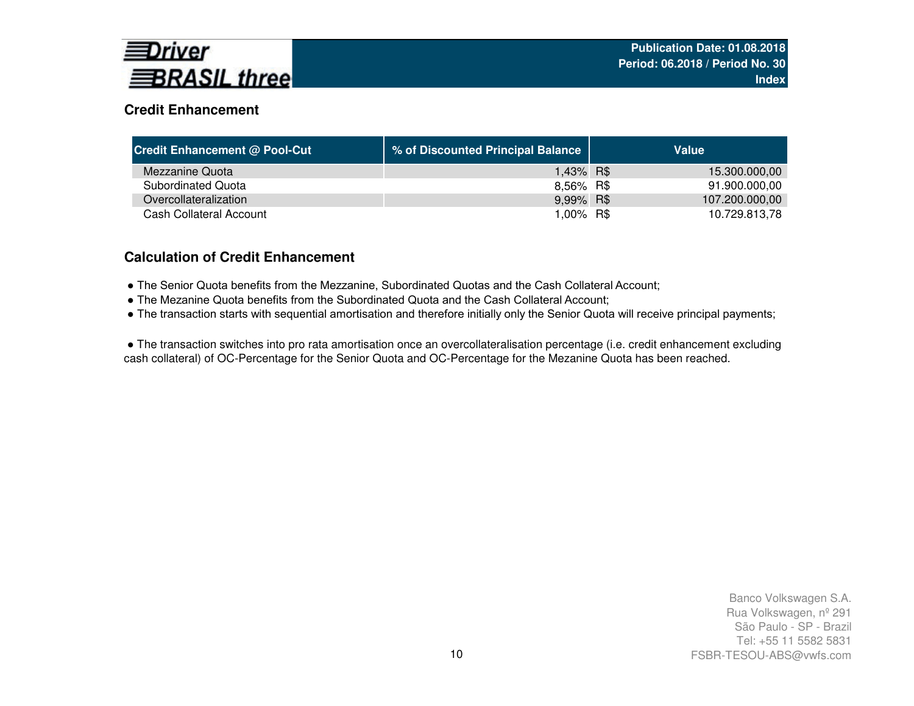## Credit Enhancement

| Credit Enhancement @ Pool-Cut | % of Discounted Principal Balance | Value | |
|---|---|---|---|
| Mezzanine Quota | 1,43% | R$ | 15.300.000,00 |
| Subordinated Quota | 8,56% | R$ | 91.900.000,00 |
| Overcollateralization | 9,99% | R$ | 107.200.000,00 |
| Cash Collateral Account | 1,00% | R$ | 10.729.813,78 |

## Calculation of Credit Enhancement

- The Senior Quota benefits from the Mezzanine, Subordinated Quotas and the Cash Collateral Account;
- The Mezanine Quota benefits from the Subordinated Quota and the Cash Collateral Account;
- The transaction starts with sequential amortisation and therefore initially only the Senior Quota will receive principal payments;

- The transaction switches into pro rata amortisation once an overcollateralisation percentage (i.e. credit enhancement excluding cash collateral) of OC-Percentage for the Senior Quota and OC-Percentage for the Mezanine Quota has been reached.

Banco Volkswagen S.A.
Rua Volkswagen, nº 291
São Paulo - SP - Brazil
Tel: +55 11 5582 5831
FSBR-TESOU-ABS@vwfs.com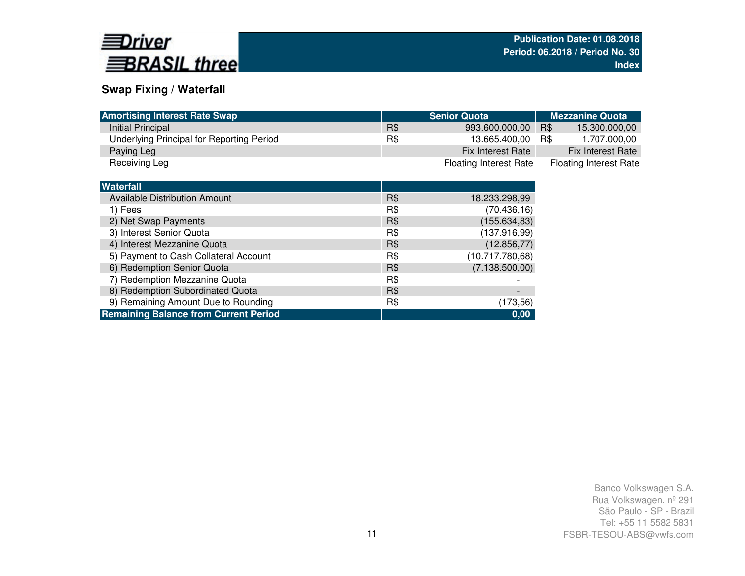## Swap Fixing / Waterfall

| Amortising Interest Rate Swap | Senior Quota | | Mezzanine Quota | |
|---|---|---|---|---|
| Initial Principal | R$ | 993.600.000,00 | R$ | 15.300.000,00 |
| Underlying Principal for Reporting Period | R$ | 13.665.400,00 | R$ | 1.707.000,00 |
| Paying Leg | | Fix Interest Rate | | Fix Interest Rate |
| Receiving Leg | | Floating Interest Rate | | Floating Interest Rate |

| Waterfall | | |
|---|---|---|
| Available Distribution Amount | R$ | 18.233.298,99 |
| 1) Fees | R$ | (70.436,16) |
| 2) Net Swap Payments | R$ | (155.634,83) |
| 3) Interest Senior Quota | R$ | (137.916,99) |
| 4) Interest Mezzanine Quota | R$ | (12.856,77) |
| 5) Payment to Cash Collateral Account | R$ | (10.717.780,68) |
| 6) Redemption Senior Quota | R$ | (7.138.500,00) |
| 7) Redemption Mezzanine Quota | R$ | - |
| 8) Redemption Subordinated Quota | R$ | - |
| 9) Remaining Amount Due to Rounding | R$ | (173,56) |
| **Remaining Balance from Current Period** | | **0,00** |

Banco Volkswagen S.A.
Rua Volkswagen, nº 291
São Paulo - SP - Brazil
Tel: +55 11 5582 5831
FSBR-TESOU-ABS@vwfs.com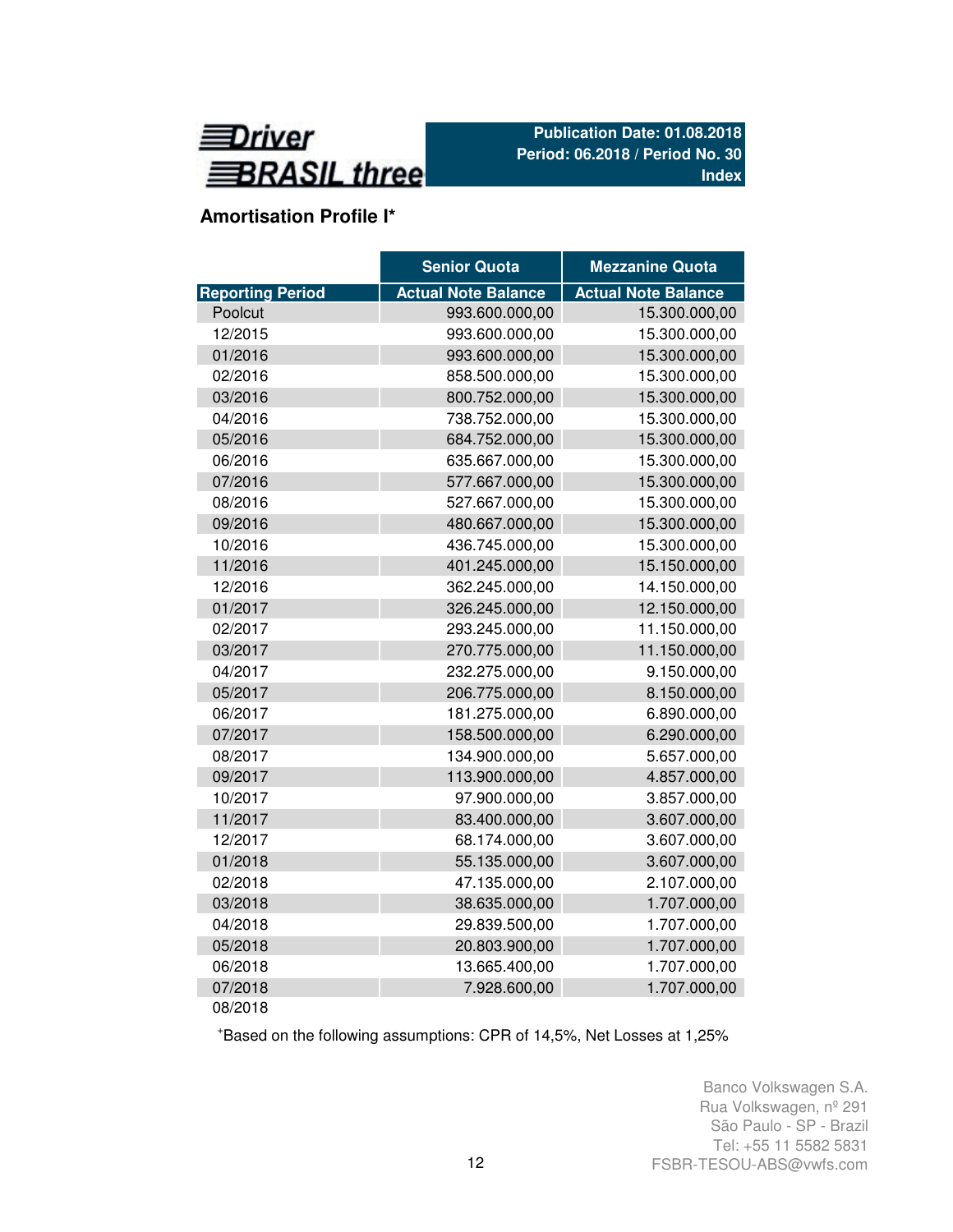# Amortisation Profile I*

| | Senior Quota | Mezzanine Quota |
|---|---|---|
| Reporting Period | Actual Note Balance | Actual Note Balance |
| Poolcut | 993.600.000,00 | 15.300.000,00 |
| 12/2015 | 993.600.000,00 | 15.300.000,00 |
| 01/2016 | 993.600.000,00 | 15.300.000,00 |
| 02/2016 | 858.500.000,00 | 15.300.000,00 |
| 03/2016 | 800.752.000,00 | 15.300.000,00 |
| 04/2016 | 738.752.000,00 | 15.300.000,00 |
| 05/2016 | 684.752.000,00 | 15.300.000,00 |
| 06/2016 | 635.667.000,00 | 15.300.000,00 |
| 07/2016 | 577.667.000,00 | 15.300.000,00 |
| 08/2016 | 527.667.000,00 | 15.300.000,00 |
| 09/2016 | 480.667.000,00 | 15.300.000,00 |
| 10/2016 | 436.745.000,00 | 15.300.000,00 |
| 11/2016 | 401.245.000,00 | 15.150.000,00 |
| 12/2016 | 362.245.000,00 | 14.150.000,00 |
| 01/2017 | 326.245.000,00 | 12.150.000,00 |
| 02/2017 | 293.245.000,00 | 11.150.000,00 |
| 03/2017 | 270.775.000,00 | 11.150.000,00 |
| 04/2017 | 232.275.000,00 | 9.150.000,00 |
| 05/2017 | 206.775.000,00 | 8.150.000,00 |
| 06/2017 | 181.275.000,00 | 6.890.000,00 |
| 07/2017 | 158.500.000,00 | 6.290.000,00 |
| 08/2017 | 134.900.000,00 | 5.657.000,00 |
| 09/2017 | 113.900.000,00 | 4.857.000,00 |
| 10/2017 | 97.900.000,00 | 3.857.000,00 |
| 11/2017 | 83.400.000,00 | 3.607.000,00 |
| 12/2017 | 68.174.000,00 | 3.607.000,00 |
| 01/2018 | 55.135.000,00 | 3.607.000,00 |
| 02/2018 | 47.135.000,00 | 2.107.000,00 |
| 03/2018 | 38.635.000,00 | 1.707.000,00 |
| 04/2018 | 29.839.500,00 | 1.707.000,00 |
| 05/2018 | 20.803.900,00 | 1.707.000,00 |
| 06/2018 | 13.665.400,00 | 1.707.000,00 |
| 07/2018 | 7.928.600,00 | 1.707.000,00 |
| 08/2018 | | |

*Based on the following assumptions: CPR of 14,5%, Net Losses at 1,25%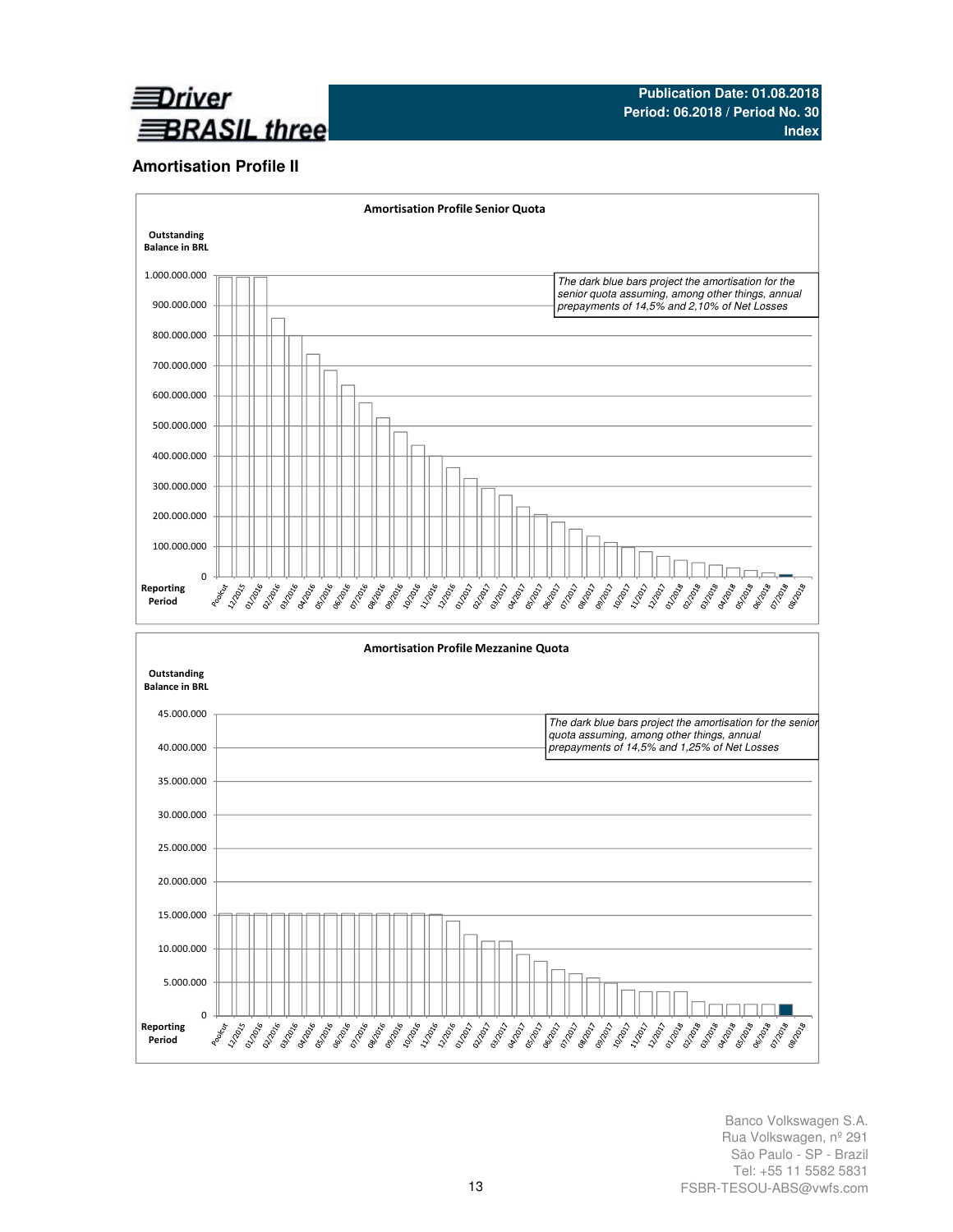## Amortisation Profile II

**Amortisation Profile Senior Quota**

Outstanding Balance in BRL

1.000.000.000
900.000.000
800.000.000
700.000.000
600.000.000
500.000.000
400.000.000
300.000.000
200.000.000
100.000.000
0

*The dark blue bars project the amortisation for the senior quota assuming, among other things, annual prepayments of 14,5% and 2,10% of Net Losses*

Reporting Period: Poolcut, 12/2015, 01/2016, 02/2016, 03/2016, 04/2016, 05/2016, 06/2016, 07/2016, 08/2016, 09/2016, 10/2016, 11/2016, 12/2016, 01/2017, 02/2017, 03/2017, 04/2017, 05/2017, 06/2017, 07/2017, 08/2017, 09/2017, 10/2017, 11/2017, 12/2017, 01/2018, 02/2018, 03/2018, 04/2018, 05/2018, 06/2018, 07/2018, 08/2018

**Amortisation Profile Mezzanine Quota**

Outstanding Balance in BRL

45.000.000
40.000.000
35.000.000
30.000.000
25.000.000
20.000.000
15.000.000
10.000.000
5.000.000
0

*The dark blue bars project the amortisation for the senior quota assuming, among other things, annual prepayments of 14,5% and 1,25% of Net Losses*

Reporting Period: Poolcut, 12/2015, 01/2016, 02/2016, 03/2016, 04/2016, 05/2016, 06/2016, 07/2016, 08/2016, 09/2016, 10/2016, 11/2016, 12/2016, 01/2017, 02/2017, 03/2017, 04/2017, 05/2017, 06/2017, 07/2017, 08/2017, 09/2017, 10/2017, 11/2017, 12/2017, 01/2018, 02/2018, 03/2018, 04/2018, 05/2018, 06/2018, 07/2018, 08/2018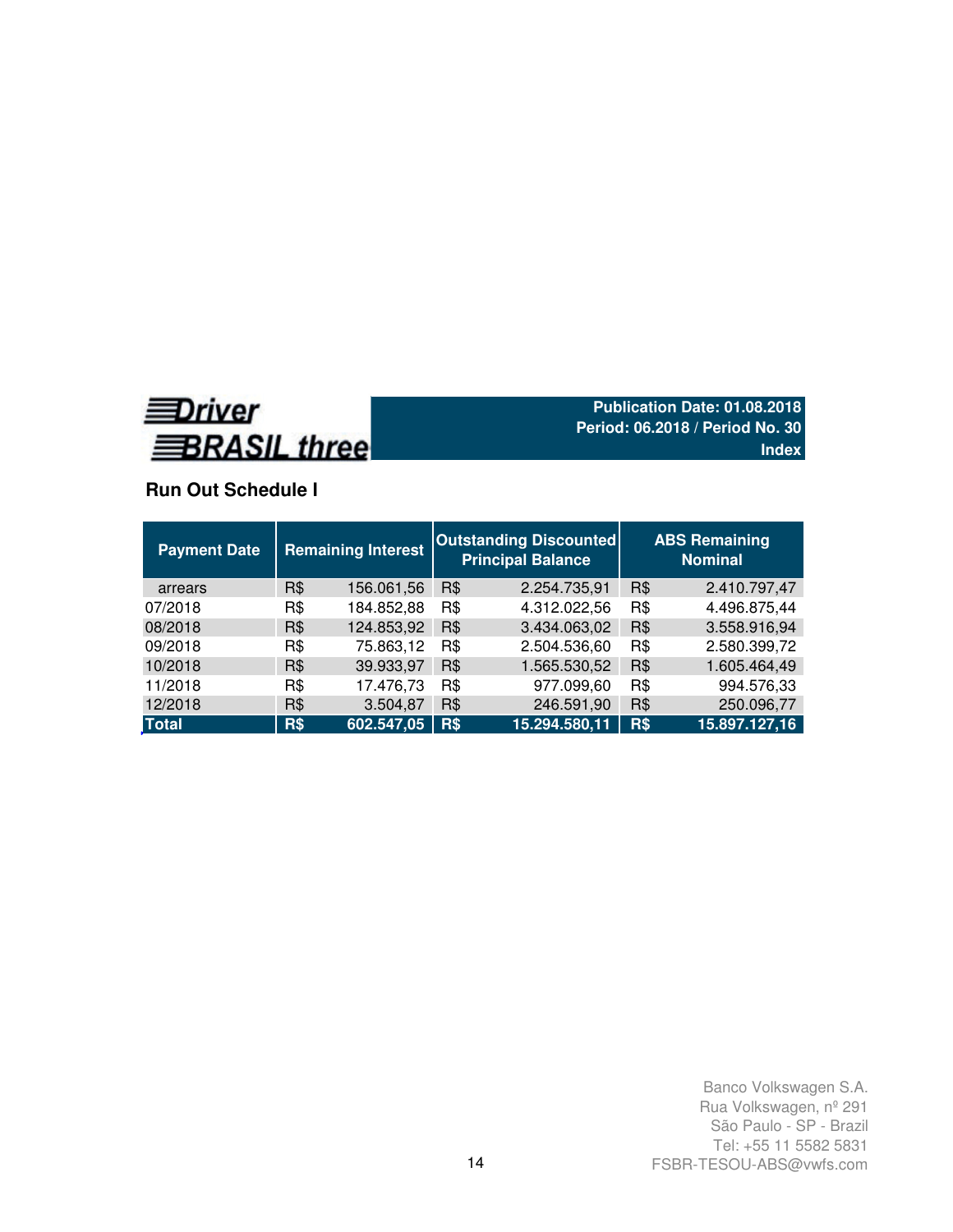**Driver BRASIL three**

**Publication Date: 01.08.2018**
**Period: 06.2018 / Period No. 30**
**Index**

## Run Out Schedule I

| Payment Date | Remaining Interest | | Outstanding Discounted Principal Balance | | ABS Remaining Nominal | |
|---|---|---|---|---|---|---|
| arrears | R$ | 156.061,56 | R$ | 2.254.735,91 | R$ | 2.410.797,47 |
| 07/2018 | R$ | 184.852,88 | R$ | 4.312.022,56 | R$ | 4.496.875,44 |
| 08/2018 | R$ | 124.853,92 | R$ | 3.434.063,02 | R$ | 3.558.916,94 |
| 09/2018 | R$ | 75.863,12 | R$ | 2.504.536,60 | R$ | 2.580.399,72 |
| 10/2018 | R$ | 39.933,97 | R$ | 1.565.530,52 | R$ | 1.605.464,49 |
| 11/2018 | R$ | 17.476,73 | R$ | 977.099,60 | R$ | 994.576,33 |
| 12/2018 | R$ | 3.504,87 | R$ | 246.591,90 | R$ | 250.096,77 |
| **Total** | **R$** | **602.547,05** | **R$** | **15.294.580,11** | **R$** | **15.897.127,16** |

Banco Volkswagen S.A.
Rua Volkswagen, nº 291
São Paulo - SP - Brazil
Tel: +55 11 5582 5831
FSBR-TESOU-ABS@vwfs.com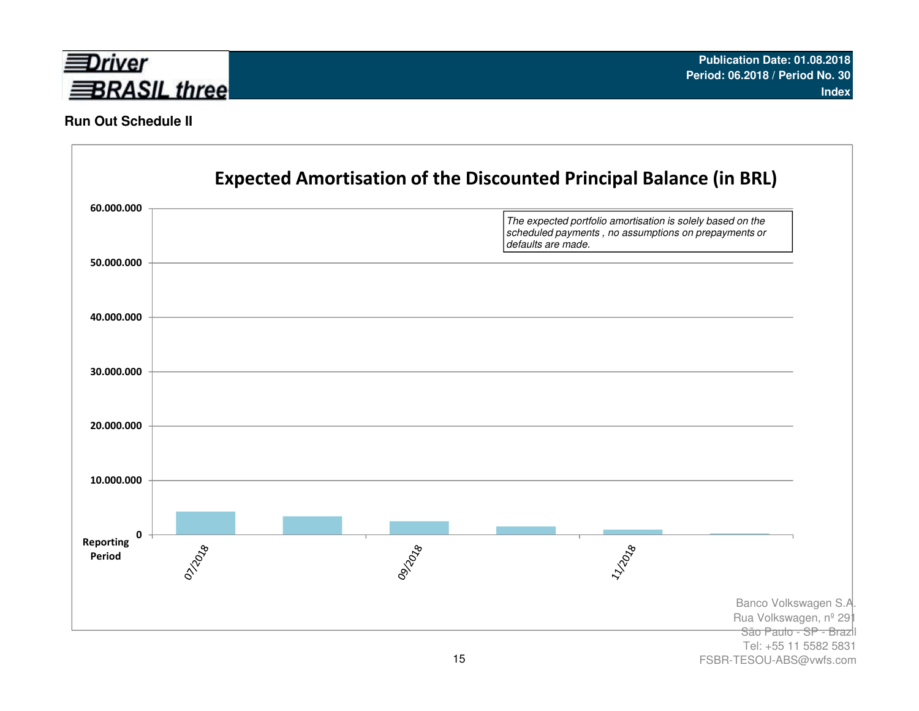Publication Date: 01.08.2018
Period: 06.2018 / Period No. 30
Index

## Run Out Schedule II

### Expected Amortisation of the Discounted Principal Balance (in BRL)

*The expected portfolio amortisation is solely based on the scheduled payments , no assumptions on prepayments or defaults are made.*

60.000.000
50.000.000
40.000.000
30.000.000
20.000.000
10.000.000
0

Reporting Period: 07/2018, 09/2018, 11/2018

Banco Volkswagen S.A.
Rua Volkswagen, nº 291
São Paulo - SP - Brazil
Tel: +55 11 5582 5831
FSBR-TESOU-ABS@vwfs.com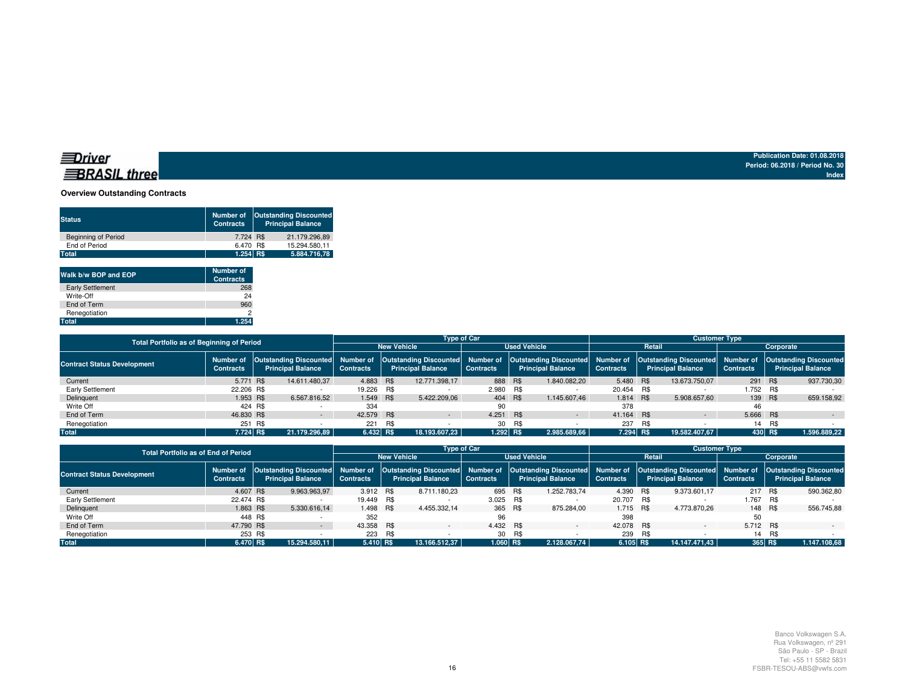Driver BRASIL three

Publication Date: 01.08.2018
Period: 06.2018 / Period No. 30
Index

## Overview Outstanding Contracts

| Status | Number of Contracts | Outstanding Discounted Principal Balance |
|---|---|---|
| Beginning of Period | 7.724 | R$ 21.179.296,89 |
| End of Period | 6.470 | R$ 15.294.580,11 |
| **Total** | **1.254** | **R$ 5.884.716,78** |

| Walk b/w BOP and EOP | Number of Contracts |
|---|---|
| Early Settlement | 268 |
| Write-Off | 24 |
| End of Term | 960 |
| Renegotiation | 2 |
| **Total** | **1.254** |

| Total Portfolio as of Beginning of Period | | | Type of Car | | | | Customer Type | | | |
|---|---|---|---|---|---|---|---|---|---|---|
| | | | New Vehicle | | Used Vehicle | | Retail | | Corporate | |
| Contract Status Development | Number of Contracts | Outstanding Discounted Principal Balance | Number of Contracts | Outstanding Discounted Principal Balance | Number of Contracts | Outstanding Discounted Principal Balance | Number of Contracts | Outstanding Discounted Principal Balance | Number of Contracts | Outstanding Discounted Principal Balance |
| Current | 5.771 | R$ 14.611.480,37 | 4.883 | R$ 12.771.398,17 | 888 | R$ 1.840.082,20 | 5.480 | R$ 13.673.750,07 | 291 | R$ 937.730,30 |
| Early Settlement | 22.206 | R$ - | 19.226 | R$ - | 2.980 | R$ - | 20.454 | R$ - | 1.752 | R$ - |
| Delinquent | 1.953 | R$ 6.567.816,52 | 1.549 | R$ 5.422.209,06 | 404 | R$ 1.145.607,46 | 1.814 | R$ 5.908.657,60 | 139 | R$ 659.158,92 |
| Write Off | 424 | R$ - | 334 | | 90 | | 378 | | 46 | |
| End of Term | 46.830 | R$ - | 42.579 | R$ - | 4.251 | R$ - | 41.164 | R$ - | 5.666 | R$ - |
| Renegotiation | 251 | R$ - | 221 | R$ - | 30 | R$ - | 237 | R$ - | 14 | R$ - |
| **Total** | **7.724** | **R$ 21.179.296,89** | **6.432** | **R$ 18.193.607,23** | **1.292** | **R$ 2.985.689,66** | **7.294** | **R$ 19.582.407,67** | **430** | **R$ 1.596.889,22** |

| Total Portfolio as of End of Period | | | Type of Car | | | | Customer Type | | | |
|---|---|---|---|---|---|---|---|---|---|---|
| | | | New Vehicle | | Used Vehicle | | Retail | | Corporate | |
| Contract Status Development | Number of Contracts | Outstanding Discounted Principal Balance | Number of Contracts | Outstanding Discounted Principal Balance | Number of Contracts | Outstanding Discounted Principal Balance | Number of Contracts | Outstanding Discounted Principal Balance | Number of Contracts | Outstanding Discounted Principal Balance |
| Current | 4.607 | R$ 9.963.963,97 | 3.912 | R$ 8.711.180,23 | 695 | R$ 1.252.783,74 | 4.390 | R$ 9.373.601,17 | 217 | R$ 590.362,80 |
| Early Settlement | 22.474 | R$ - | 19.449 | R$ - | 3.025 | R$ - | 20.707 | R$ - | 1.767 | R$ - |
| Delinquent | 1.863 | R$ 5.330.616,14 | 1.498 | R$ 4.455.332,14 | 365 | R$ 875.284,00 | 1.715 | R$ 4.773.870,26 | 148 | R$ 556.745,88 |
| Write Off | 448 | R$ - | 352 | | 96 | | 398 | | 50 | |
| End of Term | 47.790 | R$ - | 43.358 | R$ - | 4.432 | R$ - | 42.078 | R$ - | 5.712 | R$ - |
| Renegotiation | 253 | R$ - | 223 | R$ - | 30 | R$ - | 239 | R$ - | 14 | R$ - |
| **Total** | **6.470** | **R$ 15.294.580,11** | **5.410** | **R$ 13.166.512,37** | **1.060** | **R$ 2.128.067,74** | **6.105** | **R$ 14.147.471,43** | **365** | **R$ 1.147.108,68** |

Banco Volkswagen S.A.
Rua Volkswagen, nº 291
São Paulo - SP - Brazil
Tel: +55 11 5582 5831
FSBR-TESOU-ABS@vwfs.com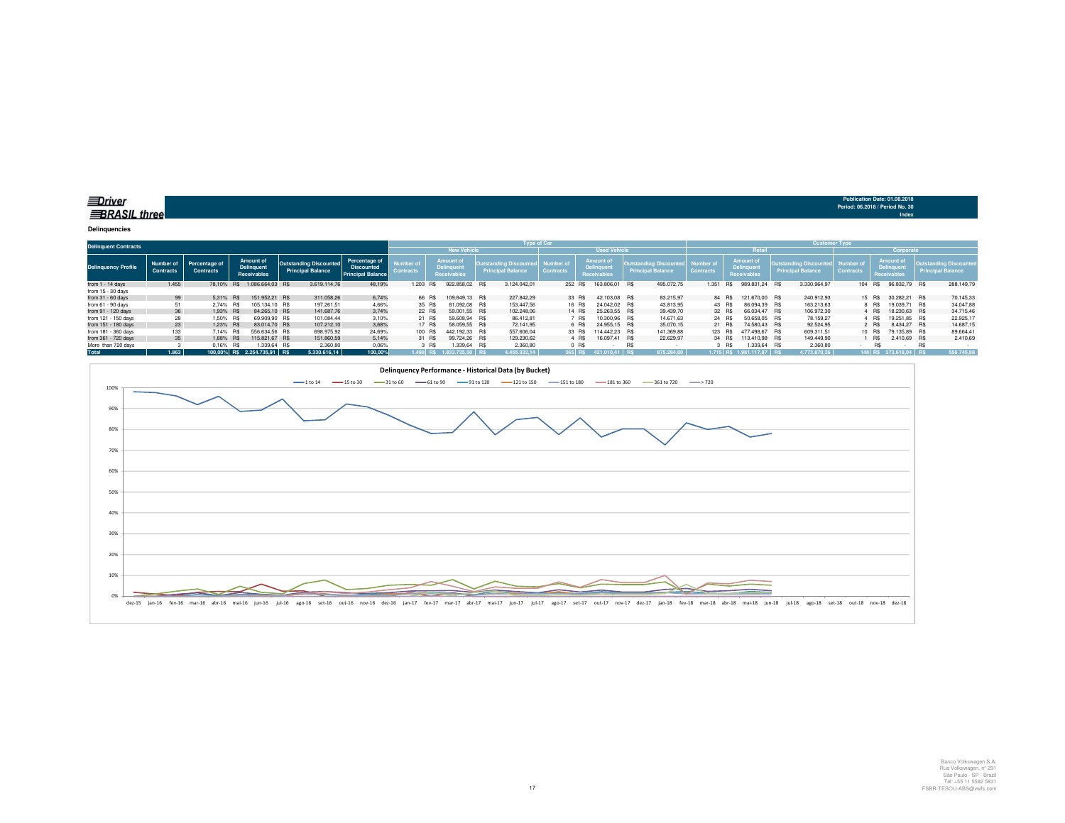**Driver BRASIL three**

Publication Date: 01.08.2018
Period: 06.2018 / Period No. 30
Index

**Delinquencies**

| Delinquent Contracts | | | | | | Type of Car | | | | | | Customer Type | | | | | |
|---|---|---|---|---|---|---|---|---|---|---|---|---|---|---|---|---|---|
| | | | | | | New Vehicle | | | Used Vehicle | | | Retail | | | Corporate | | |
| Delinquency Profile | Number of Contracts | Percentage of Contracts | Amount of Delinquent Receivables | Outstanding Discounted Principal Balance | Percentage of Discounted Principal Balance | Number of Contracts | Amount of Delinquent Receivables | Outstanding Discounted Principal Balance | Number of Contracts | Amount of Delinquent Receivables | Outstanding Discounted Principal Balance | Number of Contracts | Amount of Delinquent Receivables | Outstanding Discounted Principal Balance | Number of Contracts | Amount of Delinquent Receivables | Outstanding Discounted Principal Balance |
| from 1 - 14 days | 1.455 | 78,10% | R$ 1.086.664,03 | R$ 3.619.114,76 | 48,19% | 1.203 | R$ 922.858,02 | R$ 3.124.042,01 | 252 | R$ 163.806,01 | R$ 495.072,75 | 1.351 | R$ 989.831,24 | R$ 3.330.964,97 | 104 | R$ 96.832,79 | R$ 288.149,79 |
| from 15 - 30 days | | | | | | | | | | | | | | | | | |
| from 31 - 60 days | 99 | 5,31% | R$ 151.952,21 | R$ 311.058,26 | 6,74% | 66 | R$ 109.849,13 | R$ 227.842,29 | 33 | R$ 42.103,08 | R$ 83.215,97 | 84 | R$ 121.670,00 | R$ 240.912,93 | 15 | R$ 30.282,21 | R$ 70.145,33 |
| from 61 - 90 days | 51 | 2,74% | R$ 105.134,10 | R$ 197.261,51 | 4,66% | 35 | R$ 81.092,08 | R$ 153.447,56 | 16 | R$ 24.042,02 | R$ 43.813,95 | 43 | R$ 86.094,39 | R$ 163.213,63 | 8 | R$ 19.039,71 | R$ 34.047,88 |
| from 91 - 120 days | 36 | 1,93% | R$ 84.265,10 | R$ 141.687,76 | 3,74% | 22 | R$ 59.001,55 | R$ 102.248,06 | 14 | R$ 25.263,55 | R$ 39.439,70 | 32 | R$ 66.034,47 | R$ 106.972,30 | 4 | R$ 18.230,63 | R$ 34.715,46 |
| from 121 - 150 days | 28 | 1,50% | R$ 69.909,90 | R$ 101.084,44 | 3,10% | 21 | R$ 59.608,94 | R$ 86.412,81 | 7 | R$ 10.300,96 | R$ 14.671,63 | 24 | R$ 50.658,05 | R$ 78.159,27 | 4 | R$ 19.251,85 | R$ 22.925,17 |
| from 151 - 180 days | 23 | 1,23% | R$ 83.014,70 | R$ 107.212,10 | 3,68% | 17 | R$ 58.059,55 | R$ 72.141,95 | 6 | R$ 24.955,15 | R$ 35.070,15 | 21 | R$ 74.580,43 | R$ 92.524,95 | 2 | R$ 8.434,27 | R$ 14.687,15 |
| from 181 - 360 days | 133 | 7,14% | R$ 556.634,56 | R$ 698.975,92 | 24,69% | 100 | R$ 442.192,33 | R$ 557.606,04 | 33 | R$ 114.442,23 | R$ 141.369,88 | 123 | R$ 477.498,67 | R$ 609.311,51 | 10 | R$ 79.135,89 | R$ 89.664,41 |
| from 361 - 720 days | 35 | 1,88% | R$ 115.821,67 | R$ 151.860,59 | 5,14% | 31 | R$ 99.724,26 | R$ 129.230,62 | 4 | R$ 16.097,41 | R$ 22.629,97 | 34 | R$ 113.410,98 | R$ 149.449,90 | 1 | R$ 2.410,69 | R$ 2.410,69 |
| More than 720 days | 3 | 0,16% | R$ 1.339,64 | R$ 2.360,80 | 0,06% | 3 | R$ 1.339,64 | R$ 2.360,80 | 0 | R$ - | R$ - | 3 | R$ 1.339,64 | R$ 2.360,80 | - | R$ - | R$ - |
| **Total** | **1.863** | **100,00%** | **R$ 2.254.735,91** | **R$ 5.330.616,14** | **100,00%** | **1.498** | **R$ 1.833.725,50** | **R$ 4.455.332,14** | **365** | **R$ 421.010,41** | **R$ 875.284,00** | **1.715** | **R$ 1.981.117,87** | **R$ 4.773.870,26** | **148** | **R$ 273.618,04** | **R$ 556.745,88** |

**Delinquency Performance - Historical Data (by Bucket)**

Legend: 1 to 14, 15 to 30, 31 to 60, 61 to 90, 91 to 120, 121 to 150, 151 to 180, 181 to 360, 361 to 720, > 720

Y-axis: 0% – 100%

X-axis: dez-15, jan-16, fev-16, mar-16, abr-16, mai-16, jun-16, jul-16, ago-16, set-16, out-16, nov-16, dez-16, jan-17, fev-17, mar-17, abr-17, mai-17, jun-17, jul-17, ago-17, set-17, out-17, nov-17, dez-17, jan-18, fev-18, mar-18, abr-18, mai-18, jun-18, jul-18, ago-18, set-18, out-18, nov-18, dez-18

Banco Volkswagen S.A.
Rua Volkswagen, nº 291
São Paulo - SP - Brazil
Tel: +55 11 5582 5831
FSBR-TESOU-ABS@vwfs.com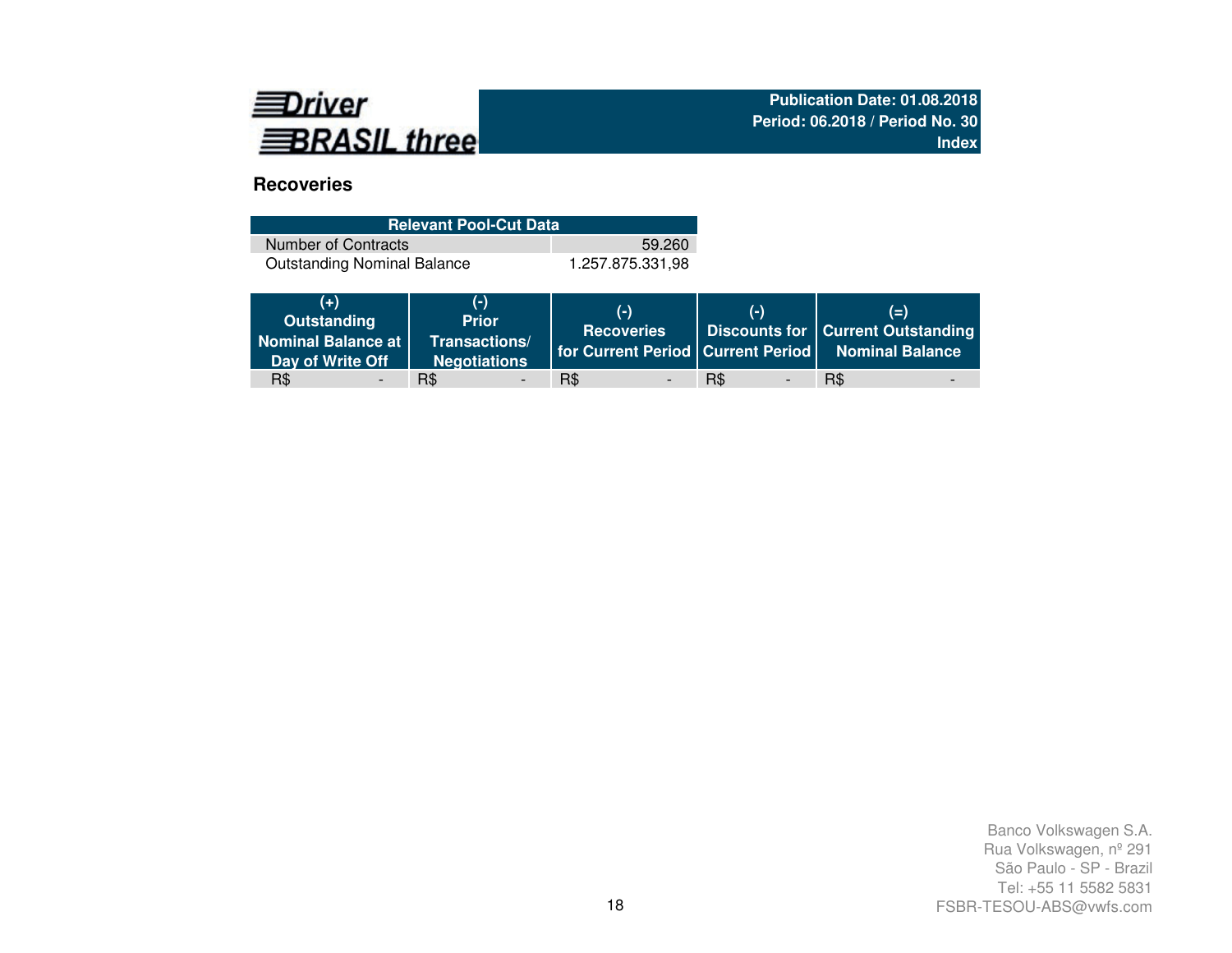Driver BRASIL three

**Publication Date: 01.08.2018**
**Period: 06.2018 / Period No. 30**
**Index**

## Recoveries

| Relevant Pool-Cut Data | |
|---|---|
| Number of Contracts | 59.260 |
| Outstanding Nominal Balance | 1.257.875.331,98 |

| (+) Outstanding Nominal Balance at Day of Write Off | (-) Prior Transactions/ Negotiations | (-) Recoveries for Current Period | (-) Discounts for Current Period | (=) Current Outstanding Nominal Balance |
|---|---|---|---|---|
| R$ - | R$ - | R$ - | R$ - | R$ - |

Banco Volkswagen S.A.
Rua Volkswagen, nº 291
São Paulo - SP - Brazil
Tel: +55 11 5582 5831
FSBR-TESOU-ABS@vwfs.com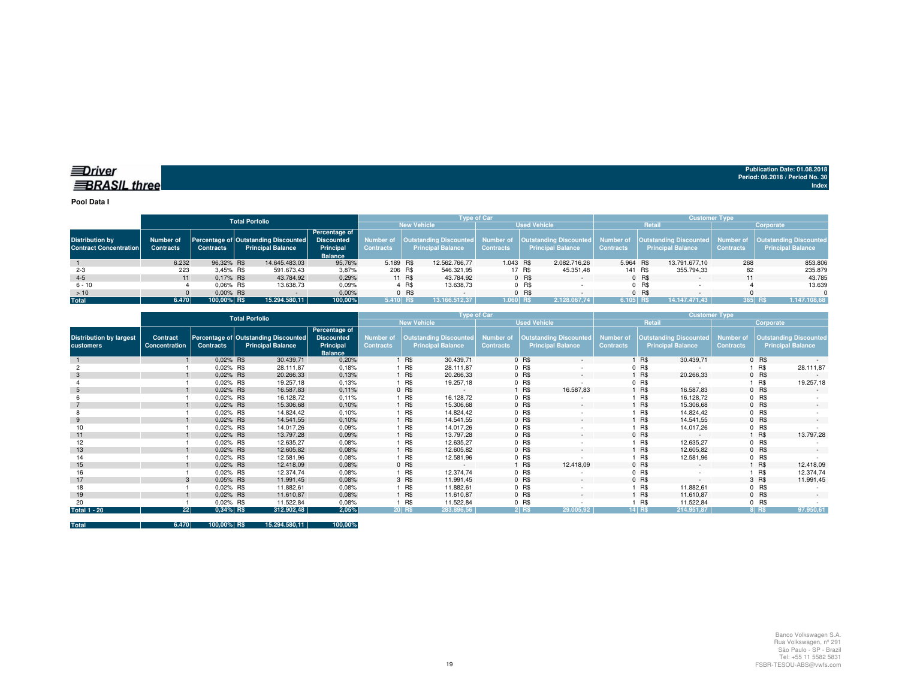**Driver BRASIL three**

Publication Date: 01.08.2018
Period: 06.2018 / Period No. 30
Index

**Pool Data I**

| | Total Porfolio | | | | Type of Car | | | | Customer Type | | | |
|---|---|---|---|---|---|---|---|---|---|---|---|---|
| | | | | | New Vehicle | | Used Vehicle | | Retail | | Corporate | |
| Distribution by Contract Concentration | Number of Contracts | Percentage of Contracts | Outstanding Discounted Principal Balance | Percentage of Discounted Principal Balance | Number of Contracts | Outstanding Discounted Principal Balance | Number of Contracts | Outstanding Discounted Principal Balance | Number of Contracts | Outstanding Discounted Principal Balance | Number of Contracts | Outstanding Discounted Principal Balance |
| 1 | 6.232 | 96,32% | R$ 14.645.483,03 | 95,76% | 5.189 | R$ 12.562.766,77 | 1.043 | R$ 2.082.716,26 | 5.964 | R$ 13.791.677,10 | 268 | 853.806 |
| 2-3 | 223 | 3,45% | R$ 591.673,43 | 3,87% | 206 | R$ 546.321,95 | 17 | R$ 45.351,48 | 141 | R$ 355.794,33 | 82 | 235.879 |
| 4-5 | 11 | 0,17% | R$ 43.784,92 | 0,29% | 11 | R$ 43.784,92 | 0 | R$ - | 0 | R$ - | 11 | 43.785 |
| 6 - 10 | 4 | 0,06% | R$ 13.638,73 | 0,09% | 4 | R$ 13.638,73 | 0 | R$ - | 0 | R$ - | 4 | 13.639 |
| > 10 | 0 | 0,00% | R$ - | 0,00% | 0 | R$ - | 0 | R$ - | 0 | R$ - | 0 | 0 |
| **Total** | **6.470** | **100,00%** | **R$ 15.294.580,11** | **100,00%** | **5.410** | **R$ 13.166.512,37** | **1.060** | **R$ 2.128.067,74** | **6.105** | **R$ 14.147.471,43** | **365** | **R$ 1.147.108,68** |

| | Total Porfolio | | | | Type of Car | | | | Customer Type | | | |
|---|---|---|---|---|---|---|---|---|---|---|---|---|
| | | | | | New Vehicle | | Used Vehicle | | Retail | | Corporate | |
| Distribution by largest customers | Contract Concentration | Percentage of Contracts | Outstanding Discounted Principal Balance | Percentage of Discounted Principal Balance | Number of Contracts | Outstanding Discounted Principal Balance | Number of Contracts | Outstanding Discounted Principal Balance | Number of Contracts | Outstanding Discounted Principal Balance | Number of Contracts | Outstanding Discounted Principal Balance |
| 1 | 1 | 0,02% | R$ 30.439,71 | 0,20% | 1 | R$ 30.439,71 | 0 | R$ - | 1 | R$ 30.439,71 | 0 | R$ - |
| 2 | 1 | 0,02% | R$ 28.111,87 | 0,18% | 1 | R$ 28.111,87 | 0 | R$ - | 0 | R$ - | 1 | R$ 28.111,87 |
| 3 | 1 | 0,02% | R$ 20.266,33 | 0,13% | 1 | R$ 20.266,33 | 0 | R$ - | 1 | R$ 20.266,33 | 0 | R$ - |
| 4 | 1 | 0,02% | R$ 19.257,18 | 0,13% | 1 | R$ 19.257,18 | 0 | R$ - | 0 | R$ - | 1 | R$ 19.257,18 |
| 5 | 1 | 0,02% | R$ 16.587,83 | 0,11% | 0 | R$ - | 1 | R$ 16.587,83 | 1 | R$ 16.587,83 | 0 | R$ - |
| 6 | 1 | 0,02% | R$ 16.128,72 | 0,11% | 1 | R$ 16.128,72 | 0 | R$ - | 1 | R$ 16.128,72 | 0 | R$ - |
| 7 | 1 | 0,02% | R$ 15.306,68 | 0,10% | 1 | R$ 15.306,68 | 0 | R$ - | 1 | R$ 15.306,68 | 0 | R$ - |
| 8 | 1 | 0,02% | R$ 14.824,42 | 0,10% | 1 | R$ 14.824,42 | 0 | R$ - | 1 | R$ 14.824,42 | 0 | R$ - |
| 9 | 1 | 0,02% | R$ 14.541,55 | 0,10% | 1 | R$ 14.541,55 | 0 | R$ - | 1 | R$ 14.541,55 | 0 | R$ - |
| 10 | 1 | 0,02% | R$ 14.017,26 | 0,09% | 1 | R$ 14.017,26 | 0 | R$ - | 1 | R$ 14.017,26 | 0 | R$ - |
| 11 | 1 | 0,02% | R$ 13.797,28 | 0,09% | 1 | R$ 13.797,28 | 0 | R$ - | 0 | R$ - | 1 | R$ 13.797,28 |
| 12 | 1 | 0,02% | R$ 12.635,27 | 0,08% | 1 | R$ 12.635,27 | 0 | R$ - | 1 | R$ 12.635,27 | 0 | R$ - |
| 13 | 1 | 0,02% | R$ 12.605,82 | 0,08% | 1 | R$ 12.605,82 | 0 | R$ - | 1 | R$ 12.605,82 | 0 | R$ - |
| 14 | 1 | 0,02% | R$ 12.581,96 | 0,08% | 1 | R$ 12.581,96 | 0 | R$ - | 1 | R$ 12.581,96 | 0 | R$ - |
| 15 | 1 | 0,02% | R$ 12.418,09 | 0,08% | 0 | R$ - | 1 | R$ 12.418,09 | 0 | R$ - | 1 | R$ 12.418,09 |
| 16 | 1 | 0,02% | R$ 12.374,74 | 0,08% | 1 | R$ 12.374,74 | 0 | R$ - | 0 | R$ - | 1 | R$ 12.374,74 |
| 17 | 3 | 0,05% | R$ 11.991,45 | 0,08% | 3 | R$ 11.991,45 | 0 | R$ - | 0 | R$ - | 3 | R$ 11.991,45 |
| 18 | 1 | 0,02% | R$ 11.882,61 | 0,08% | 1 | R$ 11.882,61 | 0 | R$ - | 1 | R$ 11.882,61 | 0 | R$ - |
| 19 | 1 | 0,02% | R$ 11.610,87 | 0,08% | 1 | R$ 11.610,87 | 0 | R$ - | 1 | R$ 11.610,87 | 0 | R$ - |
| 20 | 1 | 0,02% | R$ 11.522,84 | 0,08% | 1 | R$ 11.522,84 | 0 | R$ - | 1 | R$ 11.522,84 | 0 | R$ - |
| **Total 1 - 20** | **22** | **0,34%** | **R$ 312.902,48** | **2,05%** | **20** | **R$ 283.896,56** | **2** | **R$ 29.005,92** | **14** | **R$ 214.951,87** | **8** | **R$ 97.950,61** |
| **Total** | **6.470** | **100,00%** | **R$ 15.294.580,11** | **100,00%** | | | | | | | | |

Banco Volkswagen S.A.
Rua Volkswagen, nº 291
São Paulo - SP - Brazil
Tel: +55 11 5582 5831
FSBR-TESOU-ABS@vwfs.com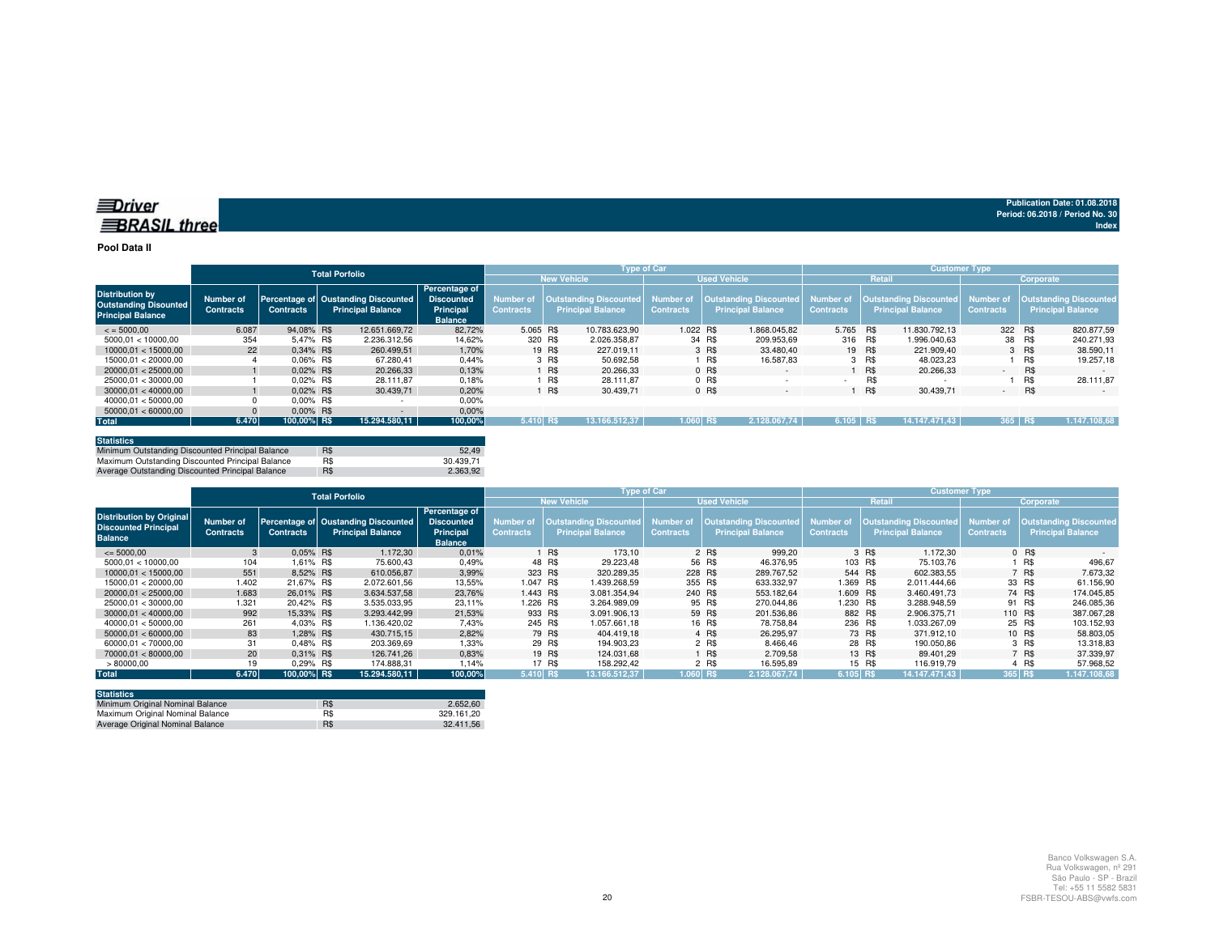**Driver BRASIL three**

Publication Date: 01.08.2018
Period: 06.2018 / Period No. 30
Index

## Pool Data II

| Distribution by Outstanding Discounted Principal Balance | Total Porfolio | | | | Type of Car | | | | Customer Type | | | |
|---|---|---|---|---|---|---|---|---|---|---|---|---|
| | | | | | New Vehicle | | Used Vehicle | | Retail | | Corporate | |
| | Number of Contracts | Percentage of Contracts | Oustanding Discounted Principal Balance | Percentage of Discounted Principal Balance | Number of Contracts | Outstanding Discounted Principal Balance | Number of Contracts | Outstanding Discounted Principal Balance | Number of Contracts | Outstanding Discounted Principal Balance | Number of Contracts | Outstanding Discounted Principal Balance |
| < = 5000,00 | 6.087 | 94,08% | R$ 12.651.669,72 | 82,72% | 5.065 | R$ 10.783.623,90 | 1.022 | R$ 1.868.045,82 | 5.765 | R$ 11.830.792,13 | 322 | R$ 820.877,59 |
| 5000,01 < 10000,00 | 354 | 5,47% | R$ 2.236.312,56 | 14,62% | 320 | R$ 2.026.358,87 | 34 | R$ 209.953,69 | 316 | R$ 1.996.040,63 | 38 | R$ 240.271,93 |
| 10000,01 < 15000,00 | 22 | 0,34% | R$ 260.499,51 | 1,70% | 19 | R$ 227.019,11 | 3 | R$ 33.480,40 | 19 | R$ 221.909,40 | 3 | R$ 38.590,11 |
| 15000,01 < 20000,00 | 4 | 0,06% | R$ 67.280,41 | 0,44% | 3 | R$ 50.692,58 | 1 | R$ 16.587,83 | 3 | R$ 48.023,23 | 1 | R$ 19.257,18 |
| 20000,01 < 25000,00 | 1 | 0,02% | R$ 20.266,33 | 0,13% | 1 | R$ 20.266,33 | 0 | R$ - | 1 | R$ 20.266,33 | - | R$ - |
| 25000,01 < 30000,00 | 1 | 0,02% | R$ 28.111,87 | 0,18% | 1 | R$ 28.111,87 | 0 | R$ - | - | R$ - | 1 | R$ 28.111,87 |
| 30000,01 < 40000,00 | 1 | 0,02% | R$ 30.439,71 | 0,20% | 1 | R$ 30.439,71 | 0 | R$ - | 1 | R$ 30.439,71 | - | R$ - |
| 40000,01 < 50000,00 | 0 | 0,00% | R$ - | 0,00% | | | | | | | | |
| 50000,01 < 60000,00 | 0 | 0,00% | R$ - | 0,00% | | | | | | | | |
| **Total** | **6.470** | **100,00%** | **R$ 15.294.580,11** | **100,00%** | **5.410** | **R$ 13.166.512,37** | **1.060** | **R$ 2.128.067,74** | **6.105** | **R$ 14.147.471,43** | **365** | **R$ 1.147.108,68** |

| Statistics | | |
|---|---|---|
| Minimum Outstanding Discounted Principal Balance | R$ | 52,49 |
| Maximum Outstanding Discounted Principal Balance | R$ | 30.439,71 |
| Average Outstanding Discounted Principal Balance | R$ | 2.363,92 |

| Distribution by Original Discounted Principal Balance | Total Porfolio | | | | Type of Car | | | | Customer Type | | | |
|---|---|---|---|---|---|---|---|---|---|---|---|---|
| | | | | | New Vehicle | | Used Vehicle | | Retail | | Corporate | |
| | Number of Contracts | Percentage of Contracts | Oustanding Discounted Principal Balance | Percentage of Discounted Principal Balance | Number of Contracts | Outstanding Discounted Principal Balance | Number of Contracts | Outstanding Discounted Principal Balance | Number of Contracts | Outstanding Discounted Principal Balance | Number of Contracts | Outstanding Discounted Principal Balance |
| <= 5000,00 | 3 | 0,05% | R$ 1.172,30 | 0,01% | 1 | R$ 173,10 | 2 | R$ 999,20 | 3 | R$ 1.172,30 | 0 | R$ - |
| 5000,01 < 10000,00 | 104 | 1,61% | R$ 75.600,43 | 0,49% | 48 | R$ 29.223,48 | 56 | R$ 46.376,95 | 103 | R$ 75.103,76 | 1 | R$ 496,67 |
| 10000,01 < 15000,00 | 551 | 8,52% | R$ 610.056,87 | 3,99% | 323 | R$ 320.289,35 | 228 | R$ 289.767,52 | 544 | R$ 602.383,55 | 7 | R$ 7.673,32 |
| 15000,01 < 20000,00 | 1.402 | 21,67% | R$ 2.072.601,56 | 13,55% | 1.047 | R$ 1.439.268,59 | 355 | R$ 633.332,97 | 1.369 | R$ 2.011.444,66 | 33 | R$ 61.156,90 |
| 20000,01 < 25000,00 | 1.683 | 26,01% | R$ 3.634.537,58 | 23,76% | 1.443 | R$ 3.081.354,94 | 240 | R$ 553.182,64 | 1.609 | R$ 3.460.491,73 | 74 | R$ 174.045,85 |
| 25000,01 < 30000,00 | 1.321 | 20,42% | R$ 3.535.033,95 | 23,11% | 1.226 | R$ 3.264.989,09 | 95 | R$ 270.044,86 | 1.230 | R$ 3.288.948,59 | 91 | R$ 246.085,36 |
| 30000,01 < 40000,00 | 992 | 15,33% | R$ 3.293.442,99 | 21,53% | 933 | R$ 3.091.906,13 | 59 | R$ 201.536,86 | 882 | R$ 2.906.375,71 | 110 | R$ 387.067,28 |
| 40000,01 < 50000,00 | 261 | 4,03% | R$ 1.136.420,02 | 7,43% | 245 | R$ 1.057.661,18 | 16 | R$ 78.758,84 | 236 | R$ 1.033.267,09 | 25 | R$ 103.152,93 |
| 50000,01 < 60000,00 | 83 | 1,28% | R$ 430.715,15 | 2,82% | 79 | R$ 404.419,18 | 4 | R$ 26.295,97 | 73 | R$ 371.912,10 | 10 | R$ 58.803,05 |
| 60000,01 < 70000,00 | 31 | 0,48% | R$ 203.369,69 | 1,33% | 29 | R$ 194.903,23 | 2 | R$ 8.466,46 | 28 | R$ 190.050,86 | 3 | R$ 13.318,83 |
| 70000,01 < 80000,00 | 20 | 0,31% | R$ 126.741,26 | 0,83% | 19 | R$ 124.031,68 | 1 | R$ 2.709,58 | 13 | R$ 89.401,29 | 7 | R$ 37.339,97 |
| > 80000,00 | 19 | 0,29% | R$ 174.888,31 | 1,14% | 17 | R$ 158.292,42 | 2 | R$ 16.595,89 | 15 | R$ 116.919,79 | 4 | R$ 57.968,52 |
| **Total** | **6.470** | **100,00%** | **R$ 15.294.580,11** | **100,00%** | **5.410** | **R$ 13.166.512,37** | **1.060** | **R$ 2.128.067,74** | **6.105** | **R$ 14.147.471,43** | **365** | **R$ 1.147.108,68** |

| Statistics | | |
|---|---|---|
| Minimum Original Nominal Balance | R$ | 2.652,60 |
| Maximum Original Nominal Balance | R$ | 329.161,20 |
| Average Original Nominal Balance | R$ | 32.411,56 |

Banco Volkswagen S.A.
Rua Volkswagen, nº 291
São Paulo - SP - Brazil
Tel: +55 11 5582 5831
FSBR-TESOU-ABS@vwfs.com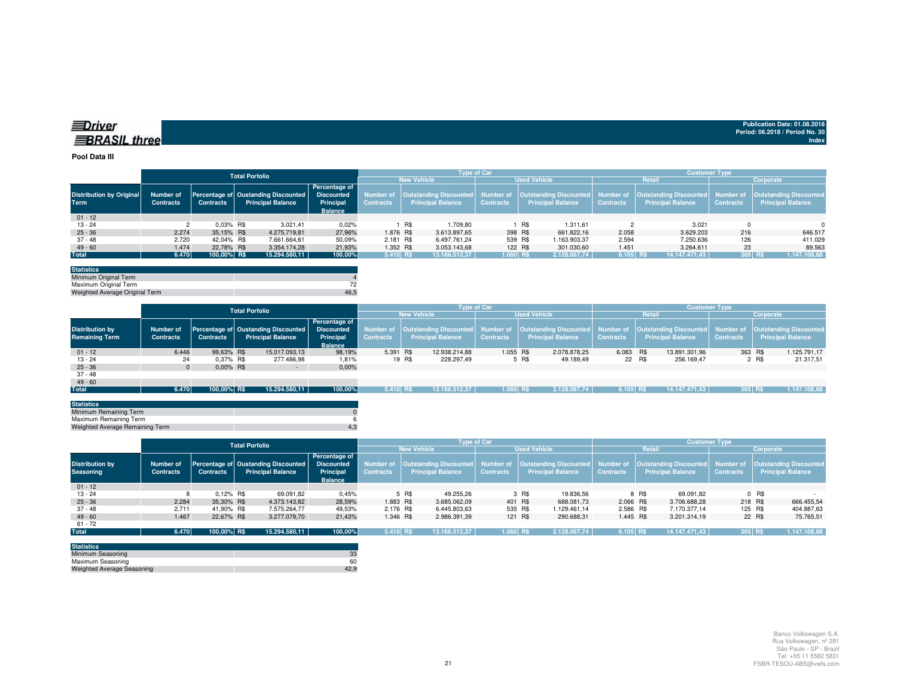**Driver BRASIL three**

Publication Date: 01.08.2018
Period: 06.2018 / Period No. 30
Index

**Pool Data III**

| Distribution by Original Term | Total Porfolio | | | | Type of Car | | | | Customer Type | | | |
|---|---|---|---|---|---|---|---|---|---|---|---|---|
| | | | | | New Vehicle | | Used Vehicle | | Retail | | Corporate | |
| | Number of Contracts | Percentage of Contracts | Oustanding Discounted Principal Balance | Percentage of Discounted Principal Balance | Number of Contracts | Outstanding Discounted Principal Balance | Number of Contracts | Outstanding Discounted Principal Balance | Number of Contracts | Outstanding Discounted Principal Balance | Number of Contracts | Outstanding Discounted Principal Balance |
| 01 - 12 | | | | | | | | | | | | |
| 13 - 24 | 2 | 0,03% | R$ 3.021,41 | 0,02% | 1 | R$ 1.709,80 | 1 | R$ 1.311,61 | 2 | 3.021 | 0 | 0 |
| 25 - 36 | 2.274 | 35,15% | R$ 4.275.719,81 | 27,96% | 1.876 | R$ 3.613.897,65 | 398 | R$ 661.822,16 | 2.058 | 3.629.203 | 216 | 646.517 |
| 37 - 48 | 2.720 | 42,04% | R$ 7.661.664,61 | 50,09% | 2.181 | R$ 6.497.761,24 | 539 | R$ 1.163.903,37 | 2.594 | 7.250.636 | 126 | 411.029 |
| 49 - 60 | 1.474 | 22,78% | R$ 3.354.174,28 | 21,93% | 1.352 | R$ 3.053.143,68 | 122 | R$ 301.030,60 | 1.451 | 3.264.611 | 23 | 89.563 |
| **Total** | **6.470** | **100,00%** | **R$ 15.294.580,11** | **100,00%** | **5.410** | **R$ 13.166.512,37** | **1.060** | **R$ 2.128.067,74** | **6.105** | **R$ 14.147.471,43** | **365** | **R$ 1.147.108,68** |

| Statistics | |
|---|---|
| Minimum Original Term | 4 |
| Maximum Original Term | 72 |
| Weighted Average Original Term | 46,5 |

| Distribution by Remaining Term | Total Porfolio | | | | Type of Car | | | | Customer Type | | | |
|---|---|---|---|---|---|---|---|---|---|---|---|---|
| | | | | | New Vehicle | | Used Vehicle | | Retail | | Corporate | |
| | Number of Contracts | Percentage of Contracts | Oustanding Discounted Principal Balance | Percentage of Discounted Principal Balance | Number of Contracts | Outstanding Discounted Principal Balance | Number of Contracts | Outstanding Discounted Principal Balance | Number of Contracts | Outstanding Discounted Principal Balance | Number of Contracts | Outstanding Discounted Principal Balance |
| 01 - 12 | 6.446 | 99,63% | R$ 15.017.093,13 | 98,19% | 5.391 | R$ 12.938.214,88 | 1.055 | R$ 2.078.878,25 | 6.083 | R$ 13.891.301,96 | 363 | R$ 1.125.791,17 |
| 13 - 24 | 24 | 0,37% | R$ 277.486,98 | 1,81% | 19 | R$ 228.297,49 | 5 | R$ 49.189,49 | 22 | R$ 256.169,47 | 2 | R$ 21.317,51 |
| 25 - 36 | 0 | 0,00% | R$ - | 0,00% | | | | | | | | |
| 37 - 48 | | | | | | | | | | | | |
| 49 - 60 | | | | | | | | | | | | |
| **Total** | **6.470** | **100,00%** | **R$ 15.294.580,11** | **100,00%** | **5.410** | **R$ 13.166.512,37** | **1.060** | **R$ 2.128.067,74** | **6.105** | **R$ 14.147.471,43** | **365** | **R$ 1.147.108,68** |

| Statistics | |
|---|---|
| Minimum Remaining Term | 0 |
| Maximum Remaining Term | 6 |
| Weighted Average Remaining Term | 4,3 |

| Distribution by Seasoning | Total Porfolio | | | | Type of Car | | | | Customer Type | | | |
|---|---|---|---|---|---|---|---|---|---|---|---|---|
| | | | | | New Vehicle | | Used Vehicle | | Retail | | Corporate | |
| | Number of Contracts | Percentage of Contracts | Oustanding Discounted Principal Balance | Percentage of Discounted Principal Balance | Number of Contracts | Outstanding Discounted Principal Balance | Number of Contracts | Outstanding Discounted Principal Balance | Number of Contracts | Outstanding Discounted Principal Balance | Number of Contracts | Outstanding Discounted Principal Balance |
| 01 - 12 | | | | | | | | | | | | |
| 13 - 24 | 8 | 0,12% | R$ 69.091,82 | 0,45% | 5 | R$ 49.255,26 | 3 | R$ 19.836,56 | 8 | R$ 69.091,82 | 0 | R$ - |
| 25 - 36 | 2.284 | 35,30% | R$ 4.373.143,82 | 28,59% | 1.883 | R$ 3.685.062,09 | 401 | R$ 688.081,73 | 2.066 | R$ 3.706.688,28 | 218 | R$ 666.455,54 |
| 37 - 48 | 2.711 | 41,90% | R$ 7.575.264,77 | 49,53% | 2.176 | R$ 6.445.803,63 | 535 | R$ 1.129.461,14 | 2.586 | R$ 7.170.377,14 | 125 | R$ 404.887,63 |
| 49 - 60 | 1.467 | 22,67% | R$ 3.277.079,70 | 21,43% | 1.346 | R$ 2.986.391,39 | 121 | R$ 290.688,31 | 1.445 | R$ 3.201.314,19 | 22 | R$ 75.765,51 |
| 61 - 72 | | | | | | | | | | | | |
| **Total** | **6.470** | **100,00%** | **R$ 15.294.580,11** | **100,00%** | **5.410** | **R$ 13.166.512,37** | **1.060** | **R$ 2.128.067,74** | **6.105** | **R$ 14.147.471,43** | **365** | **R$ 1.147.108,68** |

| Statistics | |
|---|---|
| Minimum Seasoning | 33 |
| Maximum Seasoning | 60 |
| Weighted Average Seasoning | 42,9 |

Banco Volkswagen S.A.
Rua Volkswagen, nº 291
São Paulo - SP - Brazil
Tel: +55 11 5582 5831
FSBR-TESOU-ABS@vwfs.com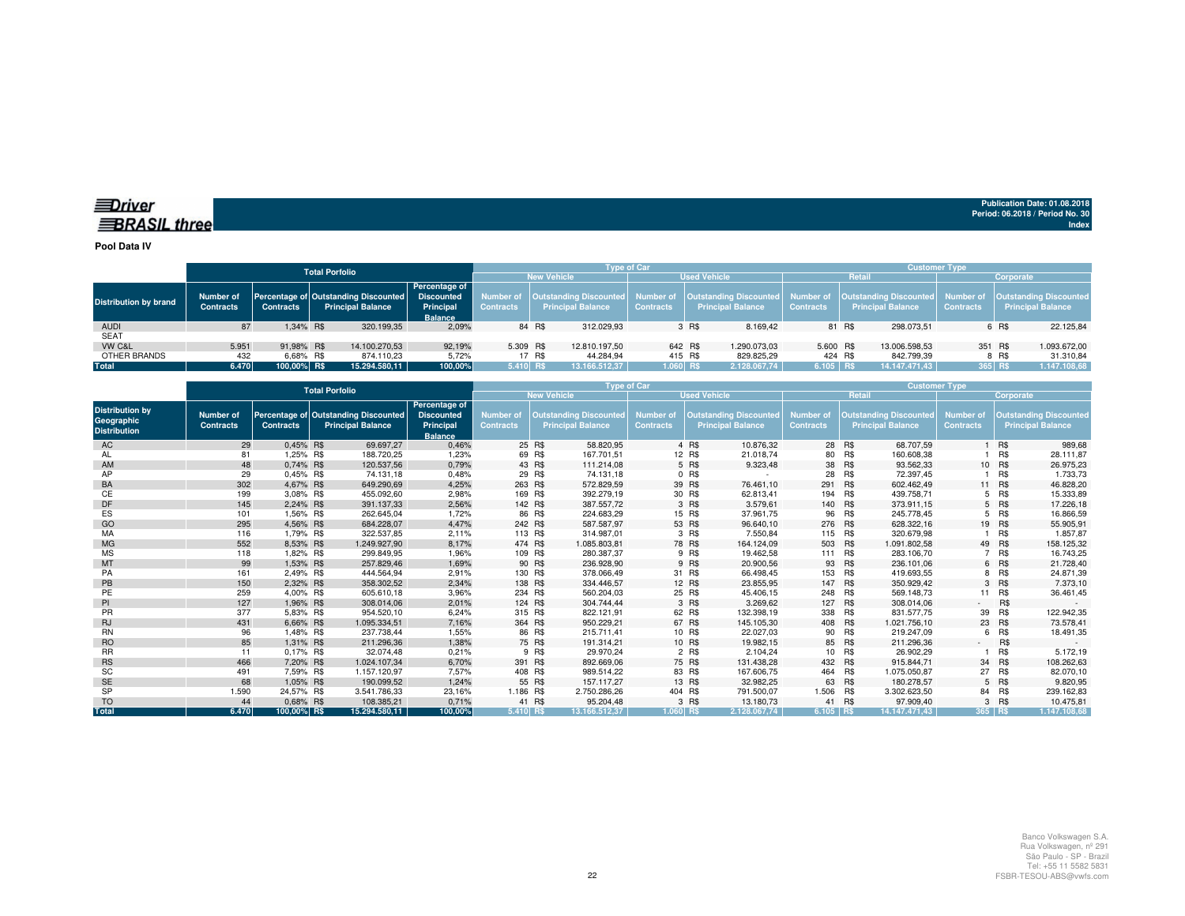Publication Date: 01.08.2018
Period: 06.2018 / Period No. 30
Index

**Pool Data IV**

| Distribution by brand | Total Porfolio | | | | Type of Car | | | | Customer Type | | | |
|---|---|---|---|---|---|---|---|---|---|---|---|---|
| | | | | | New Vehicle | | Used Vehicle | | Retail | | Corporate | |
| | Number of Contracts | Percentage of Contracts | Outstanding Discounted Principal Balance | Percentage of Discounted Principal Balance | Number of Contracts | Outstanding Discounted Principal Balance | Number of Contracts | Outstanding Discounted Principal Balance | Number of Contracts | Outstanding Discounted Principal Balance | Number of Contracts | Outstanding Discounted Principal Balance |
| AUDI | 87 | 1,34% | R$ 320.199,35 | 2,09% | 84 | R$ 312.029,93 | 3 | R$ 8.169,42 | 81 | R$ 298.073,51 | 6 | R$ 22.125,84 |
| SEAT | | | | | | | | | | | | |
| VW C&L | 5.951 | 91,98% | R$ 14.100.270,53 | 92,19% | 5.309 | R$ 12.810.197,50 | 642 | R$ 1.290.073,03 | 5.600 | R$ 13.006.598,53 | 351 | R$ 1.093.672,00 |
| OTHER BRANDS | 432 | 6,68% | R$ 874.110,23 | 5,72% | 17 | R$ 44.284,94 | 415 | R$ 829.825,29 | 424 | R$ 842.799,39 | 8 | R$ 31.310,84 |
| **Total** | **6.470** | **100,00%** | **R$ 15.294.580,11** | **100,00%** | **5.410** | **R$ 13.166.512,37** | **1.060** | **R$ 2.128.067,74** | **6.105** | **R$ 14.147.471,43** | **365** | **R$ 1.147.108,68** |

| Distribution by Geographic Distribution | Total Porfolio | | | | Type of Car | | | | Customer Type | | | |
|---|---|---|---|---|---|---|---|---|---|---|---|---|
| | | | | | New Vehicle | | Used Vehicle | | Retail | | Corporate | |
| | Number of Contracts | Percentage of Contracts | Outstanding Discounted Principal Balance | Percentage of Discounted Principal Balance | Number of Contracts | Outstanding Discounted Principal Balance | Number of Contracts | Outstanding Discounted Principal Balance | Number of Contracts | Outstanding Discounted Principal Balance | Number of Contracts | Outstanding Discounted Principal Balance |
| AC | 29 | 0,45% | R$ 69.697,27 | 0,46% | 25 | R$ 58.820,95 | 4 | R$ 10.876,32 | 28 | R$ 68.707,59 | 1 | R$ 989,68 |
| AL | 81 | 1,25% | R$ 188.720,25 | 1,23% | 69 | R$ 167.701,51 | 12 | R$ 21.018,74 | 80 | R$ 160.608,38 | 1 | R$ 28.111,87 |
| AM | 48 | 0,74% | R$ 120.537,56 | 0,79% | 43 | R$ 111.214,08 | 5 | R$ 9.323,48 | 38 | R$ 93.562,33 | 10 | R$ 26.975,23 |
| AP | 29 | 0,45% | R$ 74.131,18 | 0,48% | 29 | R$ 74.131,18 | 0 | R$ - | 28 | R$ 72.397,45 | 1 | R$ 1.733,73 |
| BA | 302 | 4,67% | R$ 649.290,69 | 4,25% | 263 | R$ 572.829,59 | 39 | R$ 76.461,10 | 291 | R$ 602.462,49 | 11 | R$ 46.828,20 |
| CE | 199 | 3,08% | R$ 455.092,60 | 2,98% | 169 | R$ 392.279,19 | 30 | R$ 62.813,41 | 194 | R$ 439.758,71 | 5 | R$ 15.333,89 |
| DF | 145 | 2,24% | R$ 391.137,33 | 2,56% | 142 | R$ 387.557,72 | 3 | R$ 3.579,61 | 140 | R$ 373.911,15 | 5 | R$ 17.226,18 |
| ES | 101 | 1,56% | R$ 262.645,04 | 1,72% | 86 | R$ 224.683,29 | 15 | R$ 37.961,75 | 96 | R$ 245.778,45 | 5 | R$ 16.866,59 |
| GO | 295 | 4,56% | R$ 684.228,07 | 4,47% | 242 | R$ 587.587,97 | 53 | R$ 96.640,10 | 276 | R$ 628.322,16 | 19 | R$ 55.905,91 |
| MA | 116 | 1,79% | R$ 322.537,85 | 2,11% | 113 | R$ 314.987,01 | 3 | R$ 7.550,84 | 115 | R$ 320.679,98 | 1 | R$ 1.857,87 |
| MG | 552 | 8,53% | R$ 1.249.927,90 | 8,17% | 474 | R$ 1.085.803,81 | 78 | R$ 164.124,09 | 503 | R$ 1.091.802,58 | 49 | R$ 158.125,32 |
| MS | 118 | 1,82% | R$ 299.849,95 | 1,96% | 109 | R$ 280.387,37 | 9 | R$ 19.462,58 | 111 | R$ 283.106,70 | 7 | R$ 16.743,25 |
| MT | 99 | 1,53% | R$ 257.829,46 | 1,69% | 90 | R$ 236.928,90 | 9 | R$ 20.900,56 | 93 | R$ 236.101,06 | 6 | R$ 21.728,40 |
| PA | 161 | 2,49% | R$ 444.564,94 | 2,91% | 130 | R$ 378.066,49 | 31 | R$ 66.498,45 | 153 | R$ 419.693,55 | 8 | R$ 24.871,39 |
| PB | 150 | 2,32% | R$ 358.302,52 | 2,34% | 138 | R$ 334.446,57 | 12 | R$ 23.855,95 | 147 | R$ 350.929,42 | 3 | R$ 7.373,10 |
| PE | 259 | 4,00% | R$ 605.610,18 | 3,96% | 234 | R$ 560.204,03 | 25 | R$ 45.406,15 | 248 | R$ 569.148,73 | 11 | R$ 36.461,45 |
| PI | 127 | 1,96% | R$ 308.014,06 | 2,01% | 124 | R$ 304.744,44 | 3 | R$ 3.269,62 | 127 | R$ 308.014,06 | - | R$ - |
| PR | 377 | 5,83% | R$ 954.520,10 | 6,24% | 315 | R$ 822.121,91 | 62 | R$ 132.398,19 | 338 | R$ 831.577,75 | 39 | R$ 122.942,35 |
| RJ | 431 | 6,66% | R$ 1.095.334,51 | 7,16% | 364 | R$ 950.229,21 | 67 | R$ 145.105,30 | 408 | R$ 1.021.756,10 | 23 | R$ 73.578,41 |
| RN | 96 | 1,48% | R$ 237.738,44 | 1,55% | 86 | R$ 215.711,41 | 10 | R$ 22.027,03 | 90 | R$ 219.247,09 | 6 | R$ 18.491,35 |
| RO | 85 | 1,31% | R$ 211.296,36 | 1,38% | 75 | R$ 191.314,21 | 10 | R$ 19.982,15 | 85 | R$ 211.296,36 | - | R$ - |
| RR | 11 | 0,17% | R$ 32.074,48 | 0,21% | 9 | R$ 29.970,24 | 2 | R$ 2.104,24 | 10 | R$ 26.902,29 | 1 | R$ 5.172,19 |
| RS | 466 | 7,20% | R$ 1.024.107,34 | 6,70% | 391 | R$ 892.669,06 | 75 | R$ 131.438,28 | 432 | R$ 915.844,71 | 34 | R$ 108.262,63 |
| SC | 491 | 7,59% | R$ 1.157.120,97 | 7,57% | 408 | R$ 989.514,22 | 83 | R$ 167.606,75 | 464 | R$ 1.075.050,87 | 27 | R$ 82.070,10 |
| SE | 68 | 1,05% | R$ 190.099,52 | 1,24% | 55 | R$ 157.117,27 | 13 | R$ 32.982,25 | 63 | R$ 180.278,57 | 5 | R$ 9.820,95 |
| SP | 1.590 | 24,57% | R$ 3.541.786,33 | 23,16% | 1.186 | R$ 2.750.286,26 | 404 | R$ 791.500,07 | 1.506 | R$ 3.302.623,50 | 84 | R$ 239.162,83 |
| TO | 44 | 0,68% | R$ 108.385,21 | 0,71% | 41 | R$ 95.204,48 | 3 | R$ 13.180,73 | 41 | R$ 97.909,40 | 3 | R$ 10.475,81 |
| **Total** | **6.470** | **100,00%** | **R$ 15.294.580,11** | **100,00%** | **5.410** | **R$ 13.166.512,37** | **1.060** | **R$ 2.128.067,74** | **6.105** | **R$ 14.147.471,43** | **365** | **R$ 1.147.108,68** |

Banco Volkswagen S.A.
Rua Volkswagen, nº 291
São Paulo - SP - Brazil
Tel: +55 11 5582 5831
FSBR-TESOU-ABS@vwfs.com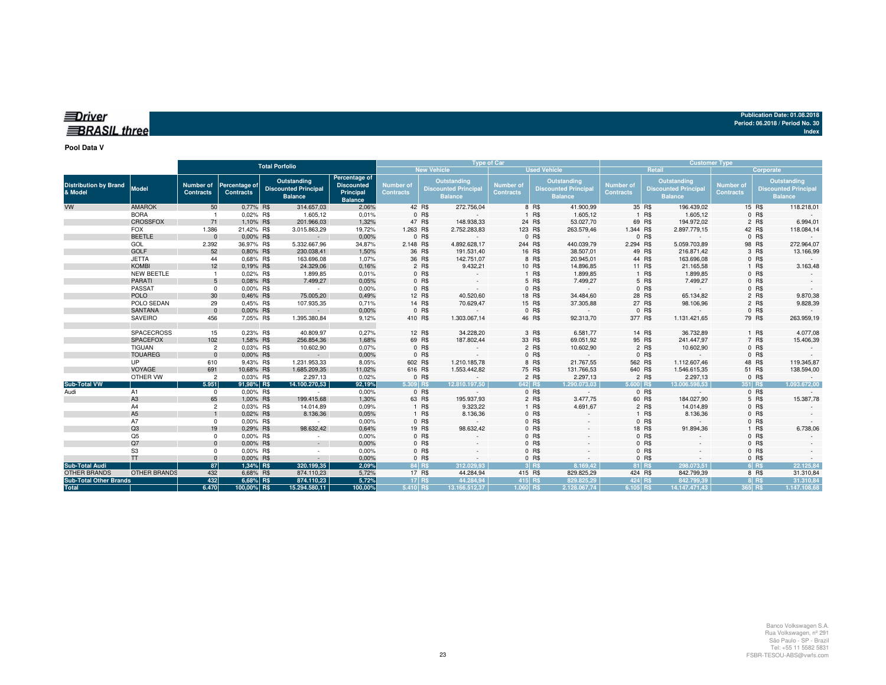**Driver BRASIL three**

Publication Date: 01.08.2018
Period: 06.2018 / Period No. 30
Index

**Pool Data V**

| Distribution by Brand & Model | Model | Total Porfolio | | | | Type of Car | | | | Customer Type | | | |
|---|---|---|---|---|---|---|---|---|---|---|---|---|---|
| | | | | | | New Vehicle | | Used Vehicle | | Retail | | Corporate | |
| | | Number of Contracts | Percentage of Contracts | Outstanding Discounted Principal Balance | Percentage of Discounted Principal Balance | Number of Contracts | Outstanding Discounted Principal Balance | Number of Contracts | Outstanding Discounted Principal Balance | Number of Contracts | Outstanding Discounted Principal Balance | Number of Contracts | Outstanding Discounted Principal Balance |
| VW | AMAROK | 50 | 0,77% | R$ 314.657,03 | 2,06% | 42 | R$ 272.756,04 | 8 | R$ 41.900,99 | 35 | R$ 196.439,02 | 15 | R$ 118.218,01 |
| | BORA | 1 | 0,02% | R$ 1.605,12 | 0,01% | 0 | R$ - | 1 | R$ 1.605,12 | 1 | R$ 1.605,12 | 0 | R$ - |
| | CROSSFOX | 71 | 1,10% | R$ 201.966,03 | 1,32% | 47 | R$ 148.938,33 | 24 | R$ 53.027,70 | 69 | R$ 194.972,02 | 2 | R$ 6.994,01 |
| | FOX | 1.386 | 21,42% | R$ 3.015.863,29 | 19,72% | 1.263 | R$ 2.752.283,83 | 123 | R$ 263.579,46 | 1.344 | R$ 2.897.779,15 | 42 | R$ 118.084,14 |
| | BEETLE | 0 | 0,00% | R$ - | 0,00% | 0 | R$ - | 0 | R$ - | 0 | R$ - | 0 | R$ - |
| | GOL | 2.392 | 36,97% | R$ 5.332.667,96 | 34,87% | 2.148 | R$ 4.892.628,17 | 244 | R$ 440.039,79 | 2.294 | R$ 5.059.703,89 | 98 | R$ 272.964,07 |
| | GOLF | 52 | 0,80% | R$ 230.038,41 | 1,50% | 36 | R$ 191.531,40 | 16 | R$ 38.507,01 | 49 | R$ 216.871,42 | 3 | R$ 13.166,99 |
| | JETTA | 44 | 0,68% | R$ 163.696,08 | 1,07% | 36 | R$ 142.751,07 | 8 | R$ 20.945,01 | 44 | R$ 163.696,08 | 0 | R$ - |
| | KOMBI | 12 | 0,19% | R$ 24.329,06 | 0,16% | 2 | R$ 9.432,21 | 10 | R$ 14.896,85 | 11 | R$ 21.165,58 | 1 | R$ 3.163,48 |
| | NEW BEETLE | 1 | 0,02% | R$ 1.899,85 | 0,01% | 0 | R$ - | 1 | R$ 1.899,85 | 1 | R$ 1.899,85 | 0 | R$ - |
| | PARATI | 5 | 0,08% | R$ 7.499,27 | 0,05% | 0 | R$ - | 5 | R$ 7.499,27 | 5 | R$ 7.499,27 | 0 | R$ - |
| | PASSAT | 0 | 0,00% | R$ - | 0,00% | 0 | R$ - | 0 | R$ - | 0 | R$ - | 0 | R$ - |
| | POLO | 30 | 0,46% | R$ 75.005,20 | 0,49% | 12 | R$ 40.520,60 | 18 | R$ 34.484,60 | 28 | R$ 65.134,82 | 2 | R$ 9.870,38 |
| | POLO SEDAN | 29 | 0,45% | R$ 107.935,35 | 0,71% | 14 | R$ 70.629,47 | 15 | R$ 37.305,88 | 27 | R$ 98.106,96 | 2 | R$ 9.828,39 |
| | SANTANA | 0 | 0,00% | R$ - | 0,00% | 0 | R$ - | 0 | R$ - | 0 | R$ - | 0 | R$ - |
| | SAVEIRO | 456 | 7,05% | R$ 1.395.380,84 | 9,12% | 410 | R$ 1.303.067,14 | 46 | R$ 92.313,70 | 377 | R$ 1.131.421,65 | 79 | R$ 263.959,19 |
| | SPACECROSS | 15 | 0,23% | R$ 40.809,97 | 0,27% | 12 | R$ 34.228,20 | 3 | R$ 6.581,77 | 14 | R$ 36.732,89 | 1 | R$ 4.077,08 |
| | SPACEFOX | 102 | 1,58% | R$ 256.854,36 | 1,68% | 69 | R$ 187.802,44 | 33 | R$ 69.051,92 | 95 | R$ 241.447,97 | 7 | R$ 15.406,39 |
| | TIGUAN | 2 | 0,03% | R$ 10.602,90 | 0,07% | 0 | R$ - | 2 | R$ 10.602,90 | 2 | R$ 10.602,90 | 0 | R$ - |
| | TOUAREG | 0 | 0,00% | R$ - | 0,00% | 0 | R$ - | 0 | R$ - | 0 | R$ - | 0 | R$ - |
| | UP | 610 | 9,43% | R$ 1.231.953,33 | 8,05% | 602 | R$ 1.210.185,78 | 8 | R$ 21.767,55 | 562 | R$ 1.112.607,46 | 48 | R$ 119.345,87 |
| | VOYAGE | 691 | 10,68% | R$ 1.685.209,35 | 11,02% | 616 | R$ 1.553.442,82 | 75 | R$ 131.766,53 | 640 | R$ 1.546.615,35 | 51 | R$ 138.594,00 |
| | OTHER VW | 2 | 0,03% | R$ 2.297,13 | 0,02% | 0 | R$ - | 2 | R$ 2.297,13 | 2 | R$ 2.297,13 | 0 | R$ - |
| **Sub-Total VW** | | **5.951** | **91,98%** | **R$ 14.100.270,53** | **92,19%** | **5.309** | **R$ 12.810.197,50** | **642** | **R$ 1.290.073,03** | **5.600** | **R$ 13.006.598,53** | **351** | **R$ 1.093.672,00** |
| Audi | A1 | 0 | 0,00% | R$ - | 0,00% | 0 | R$ - | 0 | R$ - | 0 | R$ - | 0 | R$ - |
| | A3 | 65 | 1,00% | R$ 199.415,68 | 1,30% | 63 | R$ 195.937,93 | 2 | R$ 3.477,75 | 60 | R$ 184.027,90 | 5 | R$ 15.387,78 |
| | A4 | 2 | 0,03% | R$ 14.014,89 | 0,09% | 1 | R$ 9.323,22 | 1 | R$ 4.691,67 | 2 | R$ 14.014,89 | 0 | R$ - |
| | A5 | 1 | 0,02% | R$ 8.136,36 | 0,05% | 1 | R$ 8.136,36 | 0 | R$ - | 1 | R$ 8.136,36 | 0 | R$ - |
| | A7 | 0 | 0,00% | R$ - | 0,00% | 0 | R$ - | 0 | R$ - | 0 | R$ - | 0 | R$ - |
| | Q3 | 19 | 0,29% | R$ 98.632,42 | 0,64% | 19 | R$ 98.632,42 | 0 | R$ - | 18 | R$ 91.894,36 | 1 | R$ 6.738,06 |
| | Q5 | 0 | 0,00% | R$ - | 0,00% | 0 | R$ - | 0 | R$ - | 0 | R$ - | 0 | R$ - |
| | Q7 | 0 | 0,00% | R$ - | 0,00% | 0 | R$ - | 0 | R$ - | 0 | R$ - | 0 | R$ - |
| | S3 | 0 | 0,00% | R$ - | 0,00% | 0 | R$ - | 0 | R$ - | 0 | R$ - | 0 | R$ - |
| | TT | 0 | 0,00% | R$ - | 0,00% | 0 | R$ - | 0 | R$ - | 0 | R$ - | 0 | R$ - |
| **Sub-Total Audi** | | **87** | **1,34%** | **R$ 320.199,35** | **2,09%** | **84** | **R$ 312.029,93** | **3** | **R$ 8.169,42** | **81** | **R$ 298.073,51** | **6** | **R$ 22.125,84** |
| OTHER BRANDS | OTHER BRANDS | 432 | 6,68% | R$ 874.110,23 | 5,72% | 17 | R$ 44.284,94 | 415 | R$ 829.825,29 | 424 | R$ 842.799,39 | 8 | R$ 31.310,84 |
| **Sub-Total Other Brands** | | **432** | **6,68%** | **R$ 874.110,23** | **5,72%** | **17** | **R$ 44.284,94** | **415** | **R$ 829.825,29** | **424** | **R$ 842.799,39** | **8** | **R$ 31.310,84** |
| **Total** | | **6.470** | **100,00%** | **R$ 15.294.580,11** | **100,00%** | **5.410** | **R$ 13.166.512,37** | **1.060** | **R$ 2.128.067,74** | **6.105** | **R$ 14.147.471,43** | **365** | **R$ 1.147.108,68** |

Banco Volkswagen S.A.
Rua Volkswagen, nº 291
São Paulo - SP - Brazil
Tel: +55 11 5582 5831
FSBR-TESOU-ABS@vwfs.com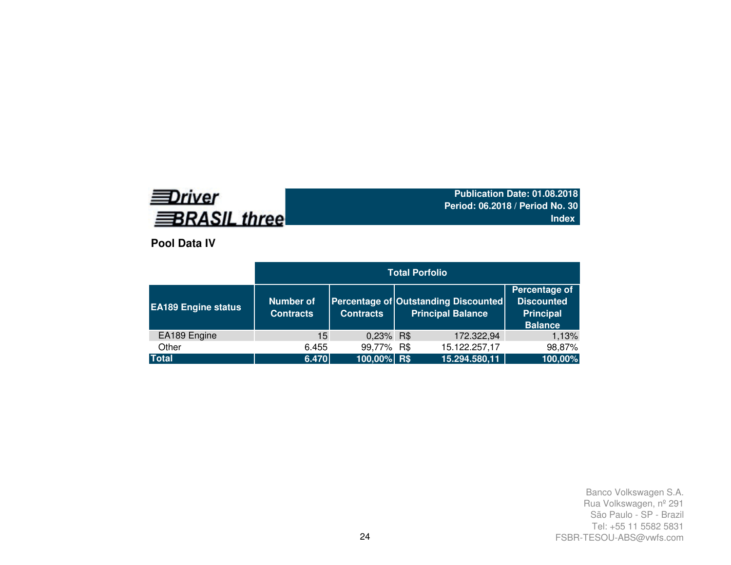Driver BRASIL three

**Publication Date: 01.08.2018**
**Period: 06.2018 / Period No. 30**
**Index**

## Pool Data IV

| | Total Porfolio | | | |
|---|---|---|---|---|
| **EA189 Engine status** | **Number of Contracts** | **Percentage of Contracts** | **Outstanding Discounted Principal Balance** | **Percentage of Discounted Principal Balance** |
| EA189 Engine | 15 | 0,23% | R$ 172.322,94 | 1,13% |
| Other | 6.455 | 99,77% | R$ 15.122.257,17 | 98,87% |
| **Total** | **6.470** | **100,00%** | **R$ 15.294.580,11** | **100,00%** |

Banco Volkswagen S.A.
Rua Volkswagen, nº 291
São Paulo - SP - Brazil
Tel: +55 11 5582 5831
FSBR-TESOU-ABS@vwfs.com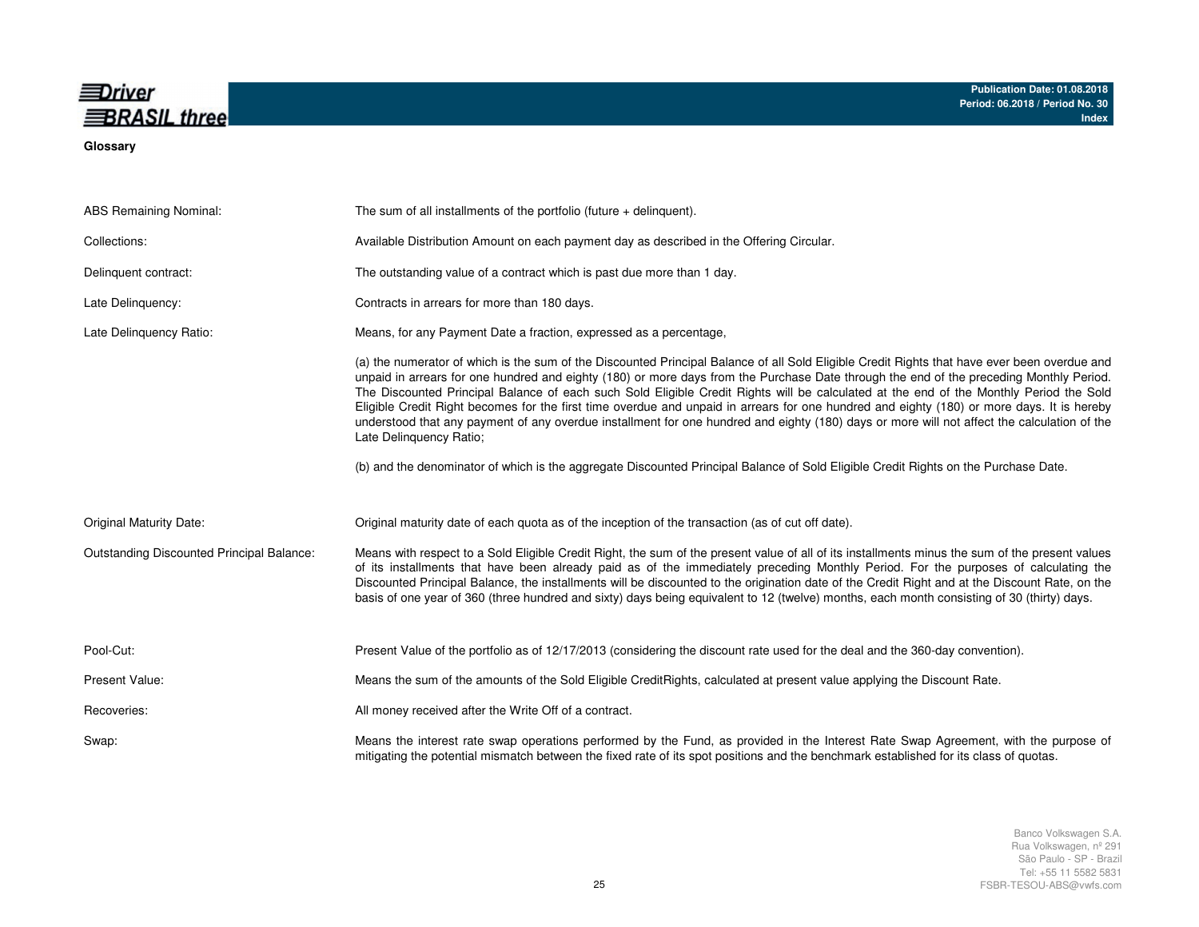**Glossary**

| | |
|---|---|
| ABS Remaining Nominal: | The sum of all installments of the portfolio (future + delinquent). |
| Collections: | Available Distribution Amount on each payment day as described in the Offering Circular. |
| Delinquent contract: | The outstanding value of a contract which is past due more than 1 day. |
| Late Delinquency: | Contracts in arrears for more than 180 days. |
| Late Delinquency Ratio: | Means, for any Payment Date a fraction, expressed as a percentage,<br><br>(a) the numerator of which is the sum of the Discounted Principal Balance of all Sold Eligible Credit Rights that have ever been overdue and unpaid in arrears for one hundred and eighty (180) or more days from the Purchase Date through the end of the preceding Monthly Period. The Discounted Principal Balance of each such Sold Eligible Credit Rights will be calculated at the end of the Monthly Period the Sold Eligible Credit Right becomes for the first time overdue and unpaid in arrears for one hundred and eighty (180) or more days. It is hereby understood that any payment of any overdue installment for one hundred and eighty (180) days or more will not affect the calculation of the Late Delinquency Ratio;<br><br>(b) and the denominator of which is the aggregate Discounted Principal Balance of Sold Eligible Credit Rights on the Purchase Date. |
| Original Maturity Date: | Original maturity date of each quota as of the inception of the transaction (as of cut off date). |
| Outstanding Discounted Principal Balance: | Means with respect to a Sold Eligible Credit Right, the sum of the present value of all of its installments minus the sum of the present values of its installments that have been already paid as of the immediately preceding Monthly Period. For the purposes of calculating the Discounted Principal Balance, the installments will be discounted to the origination date of the Credit Right and at the Discount Rate, on the basis of one year of 360 (three hundred and sixty) days being equivalent to 12 (twelve) months, each month consisting of 30 (thirty) days. |
| Pool-Cut: | Present Value of the portfolio as of 12/17/2013 (considering the discount rate used for the deal and the 360-day convention). |
| Present Value: | Means the sum of the amounts of the Sold Eligible CreditRights, calculated at present value applying the Discount Rate. |
| Recoveries: | All money received after the Write Off of a contract. |
| Swap: | Means the interest rate swap operations performed by the Fund, as provided in the Interest Rate Swap Agreement, with the purpose of mitigating the potential mismatch between the fixed rate of its spot positions and the benchmark established for its class of quotas. |